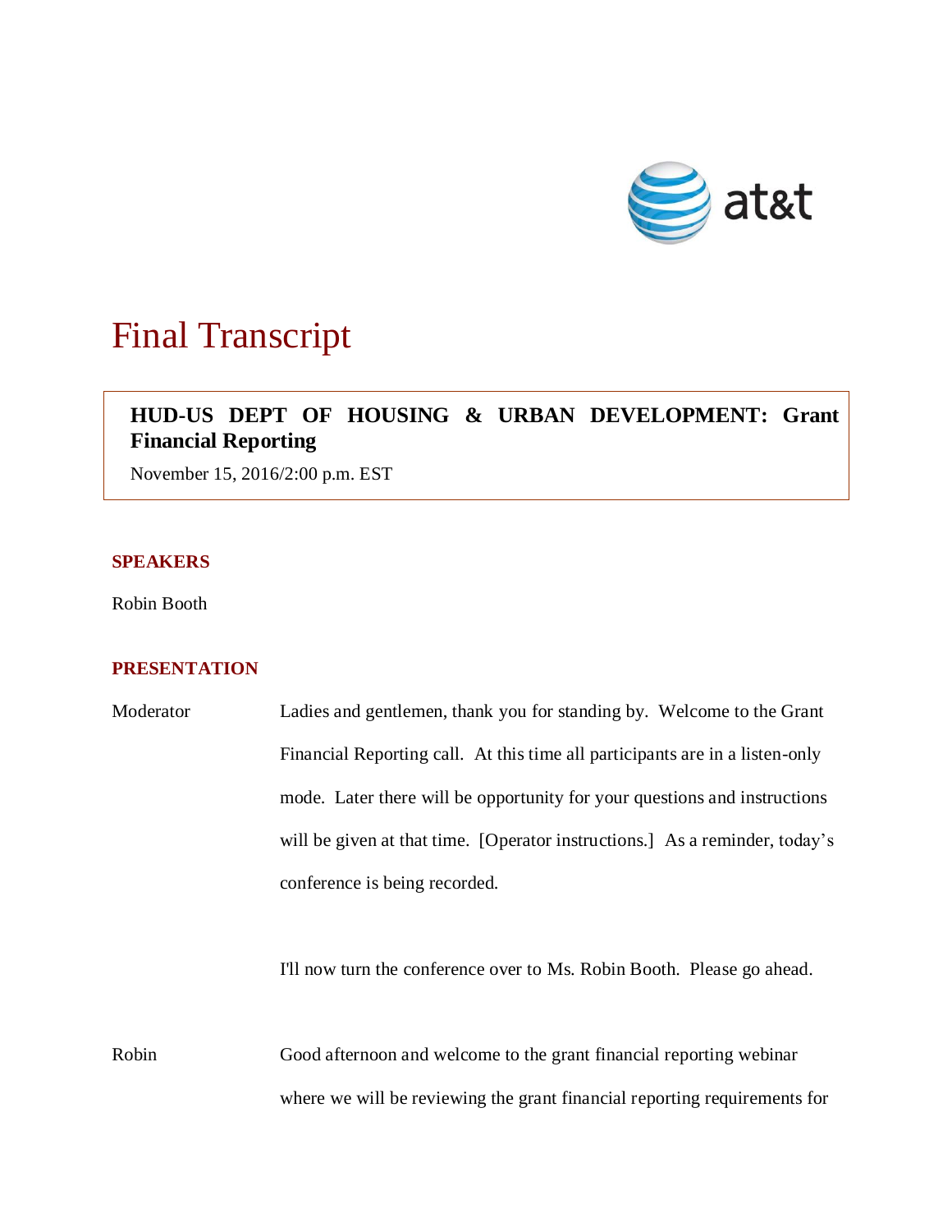at&t

# Final Transcript

**HUD-US DEPT OF HOUSING & URBAN DEVELOPMENT: Grant Financial Reporting**

November 15, 2016/2:00 p.m. EST

## SPEAKERS

Robin Booth

## PRESENTATION

Moderator Ladies and gentlemen, thank you for standing by. Welcome to the Grant Financial Reporting call. At this time all participants are in a listen-only mode. Later there will be opportunity for your questions and instructions will be given at that time. [Operator instructions.] As a reminder, today's conference is being recorded.

I'll now turn the conference over to Ms. Robin Booth. Please go ahead.

Robin Good afternoon and welcome to the grant financial reporting webinar where we will be reviewing the grant financial reporting requirements for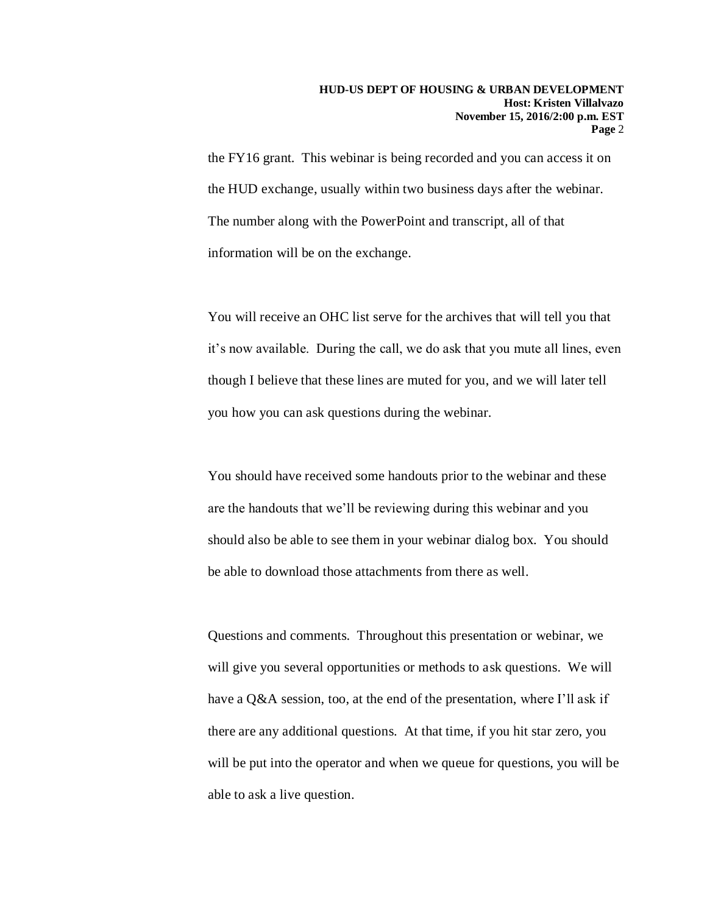the FY16 grant. This webinar is being recorded and you can access it on the HUD exchange, usually within two business days after the webinar. The number along with the PowerPoint and transcript, all of that information will be on the exchange.

You will receive an OHC list serve for the archives that will tell you that it's now available. During the call, we do ask that you mute all lines, even though I believe that these lines are muted for you, and we will later tell you how you can ask questions during the webinar.

You should have received some handouts prior to the webinar and these are the handouts that we'll be reviewing during this webinar and you should also be able to see them in your webinar dialog box. You should be able to download those attachments from there as well.

Questions and comments. Throughout this presentation or webinar, we will give you several opportunities or methods to ask questions. We will have a Q&A session, too, at the end of the presentation, where I'll ask if there are any additional questions. At that time, if you hit star zero, you will be put into the operator and when we queue for questions, you will be able to ask a live question.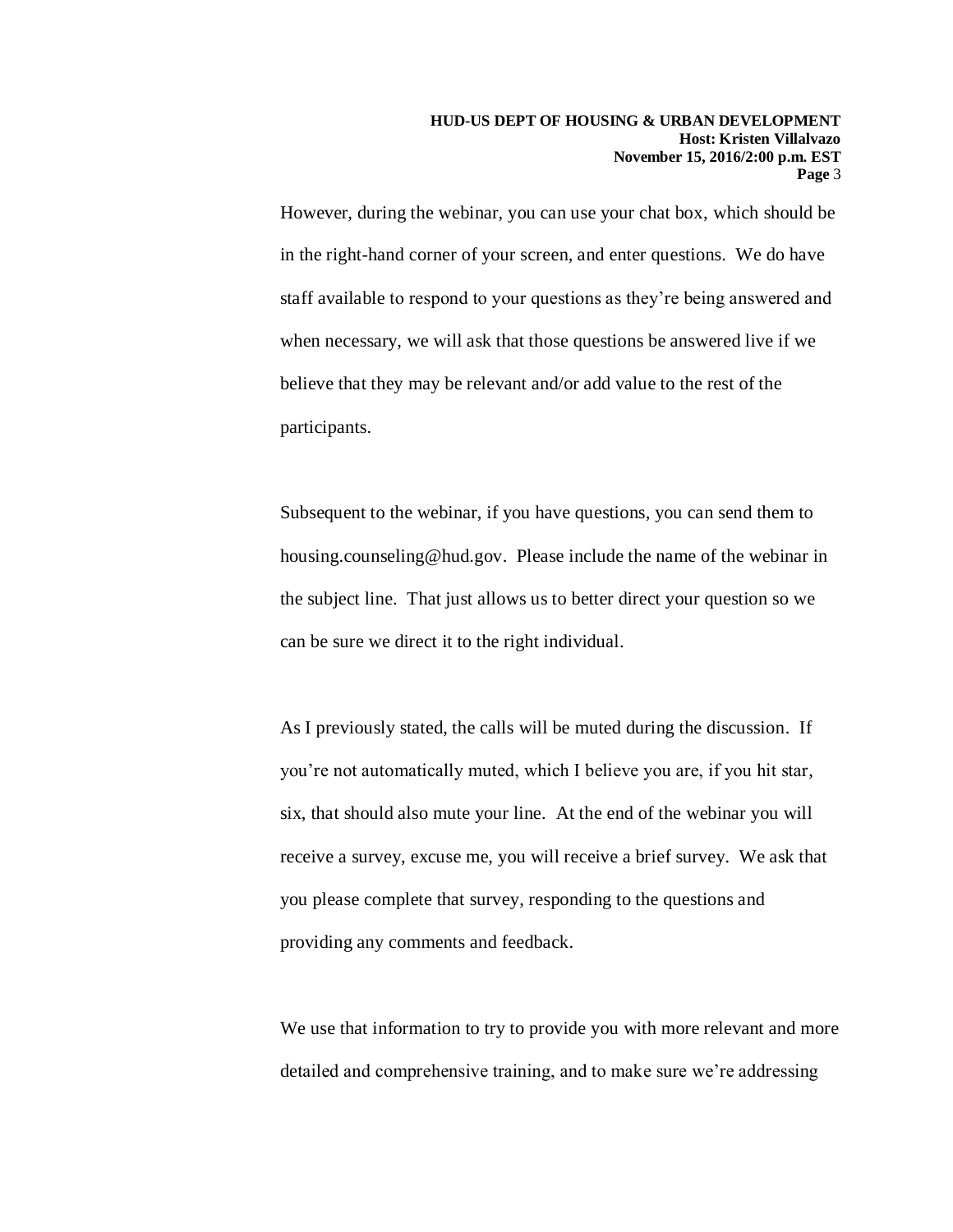However, during the webinar, you can use your chat box, which should be in the right-hand corner of your screen, and enter questions. We do have staff available to respond to your questions as they're being answered and when necessary, we will ask that those questions be answered live if we believe that they may be relevant and/or add value to the rest of the participants.

Subsequent to the webinar, if you have questions, you can send them to housing.counseling@hud.gov. Please include the name of the webinar in the subject line. That just allows us to better direct your question so we can be sure we direct it to the right individual.

As I previously stated, the calls will be muted during the discussion. If you're not automatically muted, which I believe you are, if you hit star, six, that should also mute your line. At the end of the webinar you will receive a survey, excuse me, you will receive a brief survey. We ask that you please complete that survey, responding to the questions and providing any comments and feedback.

We use that information to try to provide you with more relevant and more detailed and comprehensive training, and to make sure we're addressing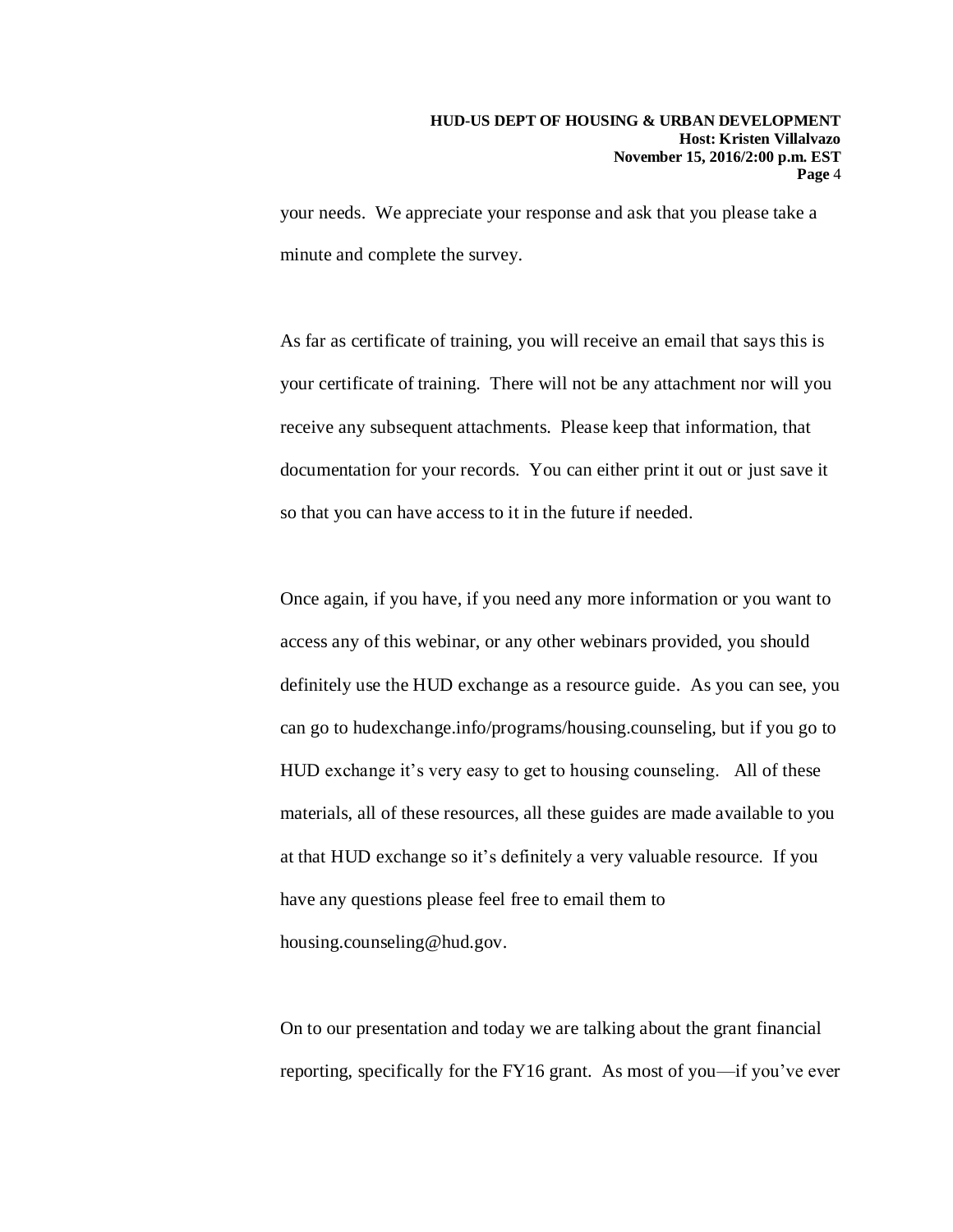your needs. We appreciate your response and ask that you please take a minute and complete the survey.

As far as certificate of training, you will receive an email that says this is your certificate of training. There will not be any attachment nor will you receive any subsequent attachments. Please keep that information, that documentation for your records. You can either print it out or just save it so that you can have access to it in the future if needed.

Once again, if you have, if you need any more information or you want to access any of this webinar, or any other webinars provided, you should definitely use the HUD exchange as a resource guide. As you can see, you can go to hudexchange.info/programs/housing.counseling, but if you go to HUD exchange it's very easy to get to housing counseling. All of these materials, all of these resources, all these guides are made available to you at that HUD exchange so it's definitely a very valuable resource. If you have any questions please feel free to email them to housing.counseling@hud.gov.

On to our presentation and today we are talking about the grant financial reporting, specifically for the FY16 grant. As most of you—if you've ever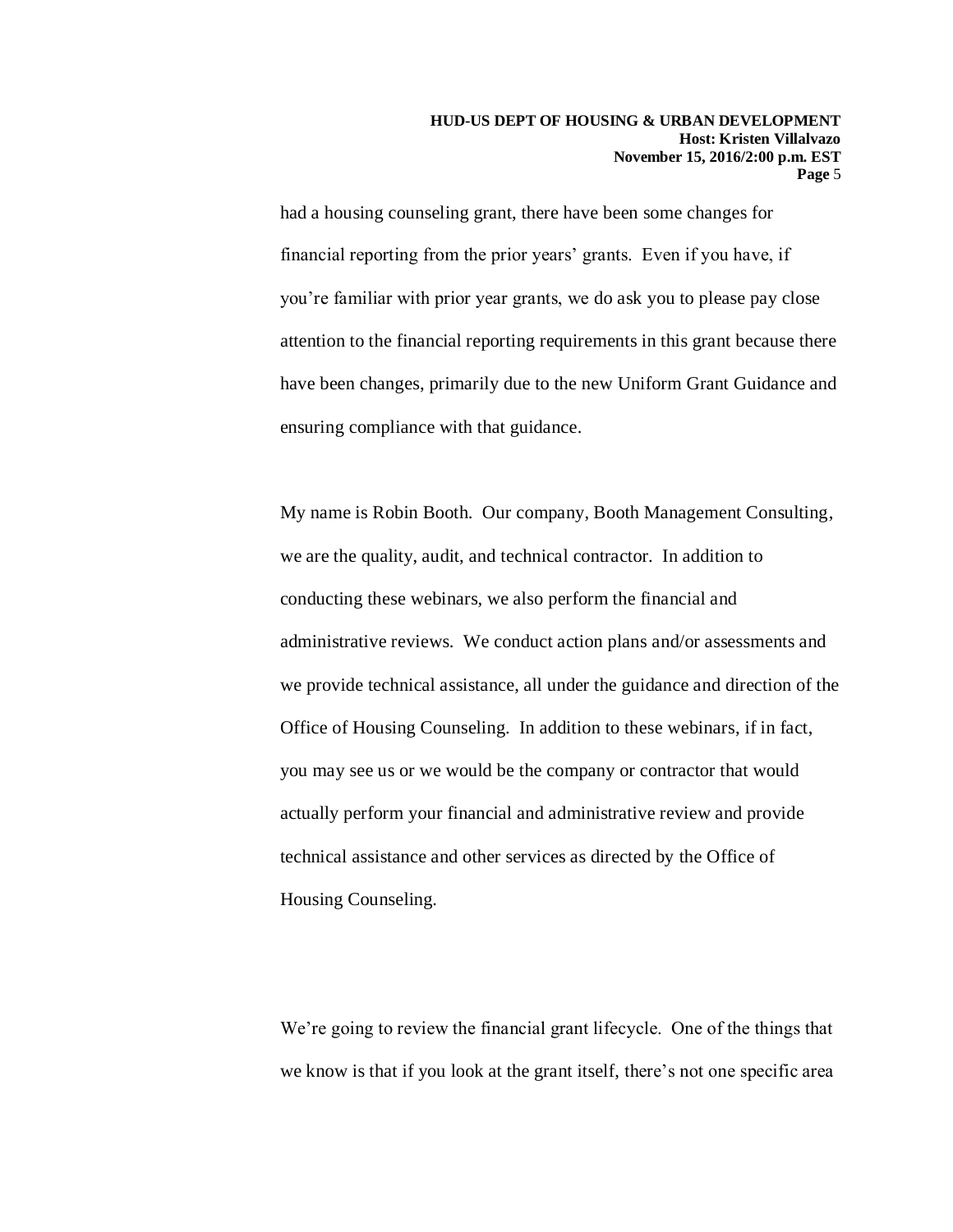had a housing counseling grant, there have been some changes for financial reporting from the prior years' grants. Even if you have, if you're familiar with prior year grants, we do ask you to please pay close attention to the financial reporting requirements in this grant because there have been changes, primarily due to the new Uniform Grant Guidance and ensuring compliance with that guidance.

My name is Robin Booth. Our company, Booth Management Consulting, we are the quality, audit, and technical contractor. In addition to conducting these webinars, we also perform the financial and administrative reviews. We conduct action plans and/or assessments and we provide technical assistance, all under the guidance and direction of the Office of Housing Counseling. In addition to these webinars, if in fact, you may see us or we would be the company or contractor that would actually perform your financial and administrative review and provide technical assistance and other services as directed by the Office of Housing Counseling.

We're going to review the financial grant lifecycle. One of the things that we know is that if you look at the grant itself, there's not one specific area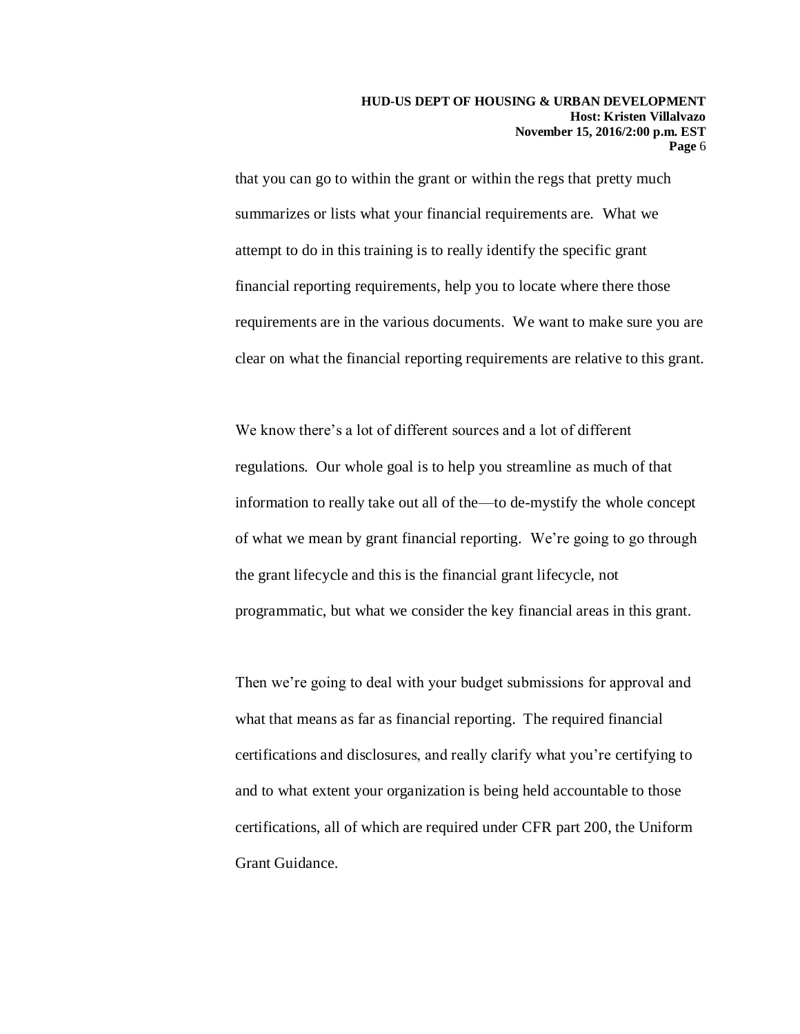that you can go to within the grant or within the regs that pretty much summarizes or lists what your financial requirements are. What we attempt to do in this training is to really identify the specific grant financial reporting requirements, help you to locate where there those requirements are in the various documents. We want to make sure you are clear on what the financial reporting requirements are relative to this grant.

We know there's a lot of different sources and a lot of different regulations. Our whole goal is to help you streamline as much of that information to really take out all of the—to de-mystify the whole concept of what we mean by grant financial reporting. We're going to go through the grant lifecycle and this is the financial grant lifecycle, not programmatic, but what we consider the key financial areas in this grant.

Then we're going to deal with your budget submissions for approval and what that means as far as financial reporting. The required financial certifications and disclosures, and really clarify what you're certifying to and to what extent your organization is being held accountable to those certifications, all of which are required under CFR part 200, the Uniform Grant Guidance.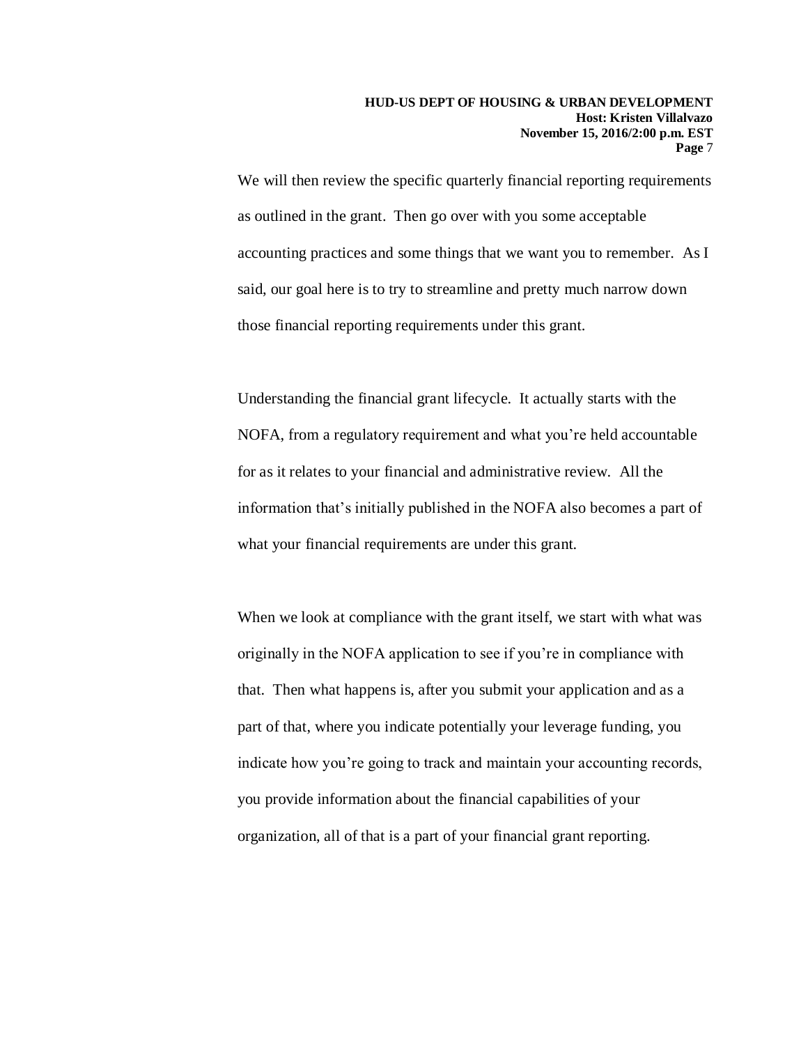We will then review the specific quarterly financial reporting requirements as outlined in the grant. Then go over with you some acceptable accounting practices and some things that we want you to remember. As I said, our goal here is to try to streamline and pretty much narrow down those financial reporting requirements under this grant.

Understanding the financial grant lifecycle. It actually starts with the NOFA, from a regulatory requirement and what you're held accountable for as it relates to your financial and administrative review. All the information that's initially published in the NOFA also becomes a part of what your financial requirements are under this grant.

When we look at compliance with the grant itself, we start with what was originally in the NOFA application to see if you're in compliance with that. Then what happens is, after you submit your application and as a part of that, where you indicate potentially your leverage funding, you indicate how you're going to track and maintain your accounting records, you provide information about the financial capabilities of your organization, all of that is a part of your financial grant reporting.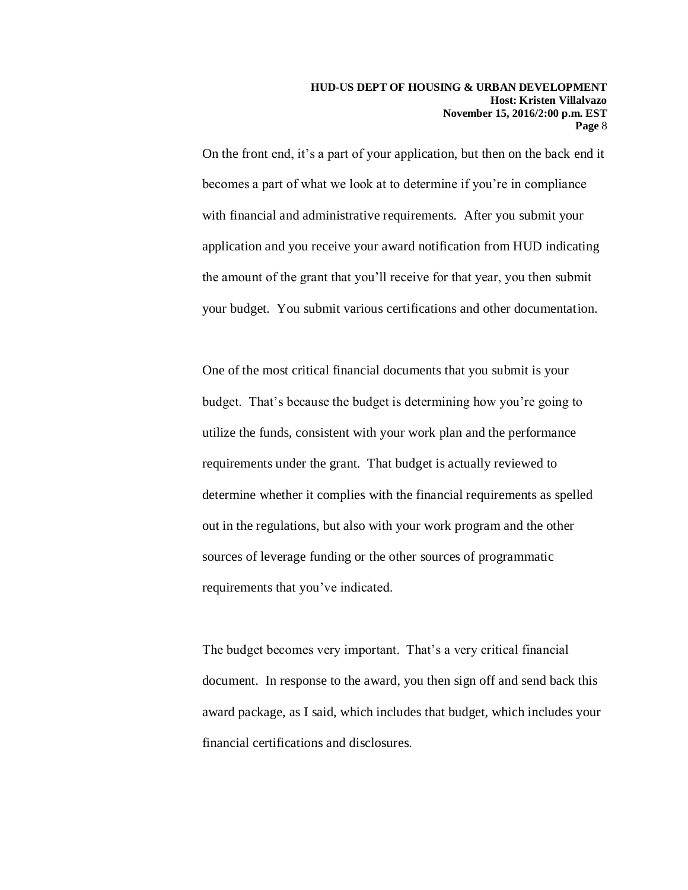On the front end, it's a part of your application, but then on the back end it becomes a part of what we look at to determine if you're in compliance with financial and administrative requirements. After you submit your application and you receive your award notification from HUD indicating the amount of the grant that you'll receive for that year, you then submit your budget. You submit various certifications and other documentation.

One of the most critical financial documents that you submit is your budget. That's because the budget is determining how you're going to utilize the funds, consistent with your work plan and the performance requirements under the grant. That budget is actually reviewed to determine whether it complies with the financial requirements as spelled out in the regulations, but also with your work program and the other sources of leverage funding or the other sources of programmatic requirements that you've indicated.

The budget becomes very important. That's a very critical financial document. In response to the award, you then sign off and send back this award package, as I said, which includes that budget, which includes your financial certifications and disclosures.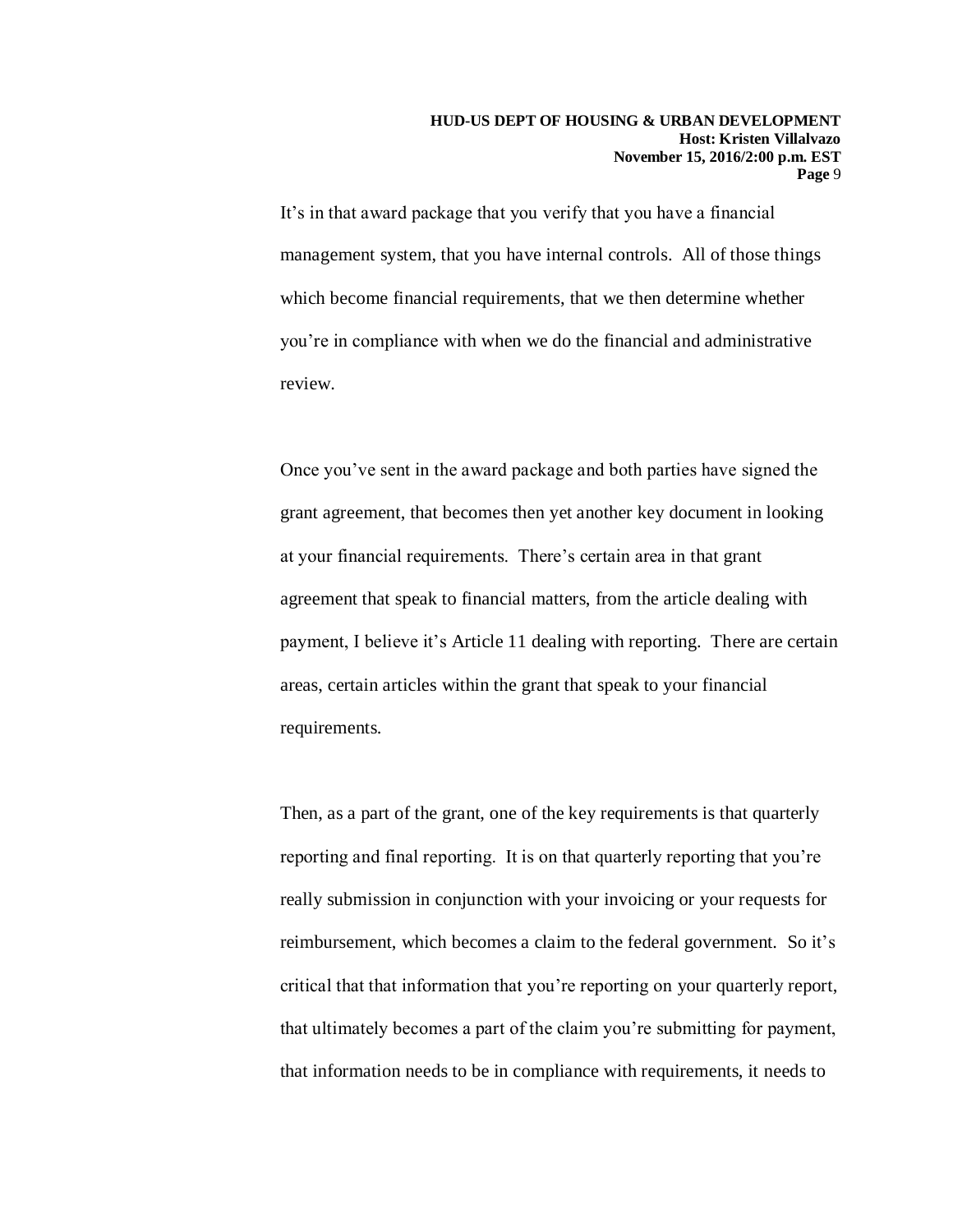It's in that award package that you verify that you have a financial management system, that you have internal controls. All of those things which become financial requirements, that we then determine whether you're in compliance with when we do the financial and administrative review.

Once you've sent in the award package and both parties have signed the grant agreement, that becomes then yet another key document in looking at your financial requirements. There's certain area in that grant agreement that speak to financial matters, from the article dealing with payment, I believe it's Article 11 dealing with reporting. There are certain areas, certain articles within the grant that speak to your financial requirements.

Then, as a part of the grant, one of the key requirements is that quarterly reporting and final reporting. It is on that quarterly reporting that you're really submission in conjunction with your invoicing or your requests for reimbursement, which becomes a claim to the federal government. So it's critical that that information that you're reporting on your quarterly report, that ultimately becomes a part of the claim you're submitting for payment, that information needs to be in compliance with requirements, it needs to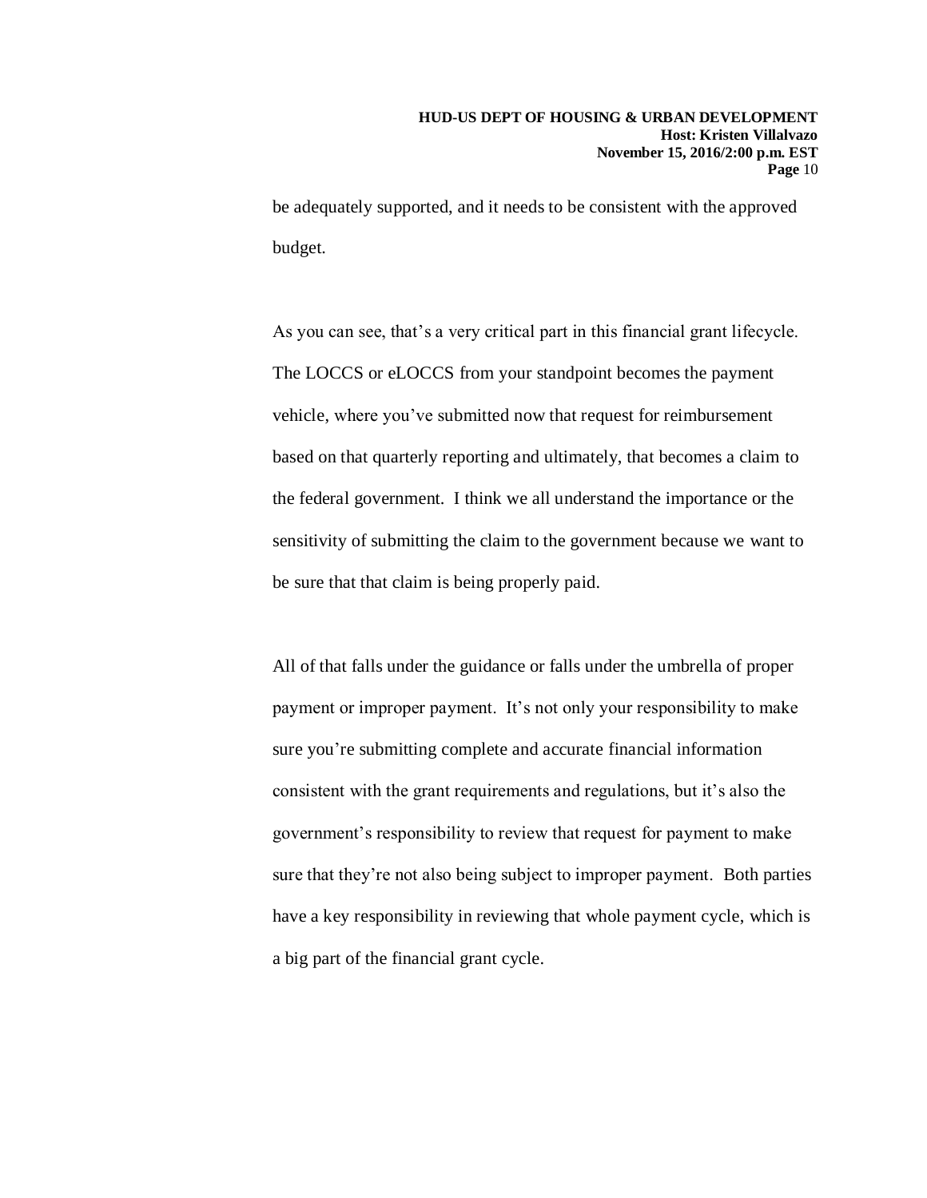be adequately supported, and it needs to be consistent with the approved budget.

As you can see, that's a very critical part in this financial grant lifecycle. The LOCCS or eLOCCS from your standpoint becomes the payment vehicle, where you've submitted now that request for reimbursement based on that quarterly reporting and ultimately, that becomes a claim to the federal government. I think we all understand the importance or the sensitivity of submitting the claim to the government because we want to be sure that that claim is being properly paid.

All of that falls under the guidance or falls under the umbrella of proper payment or improper payment. It's not only your responsibility to make sure you're submitting complete and accurate financial information consistent with the grant requirements and regulations, but it's also the government's responsibility to review that request for payment to make sure that they're not also being subject to improper payment. Both parties have a key responsibility in reviewing that whole payment cycle, which is a big part of the financial grant cycle.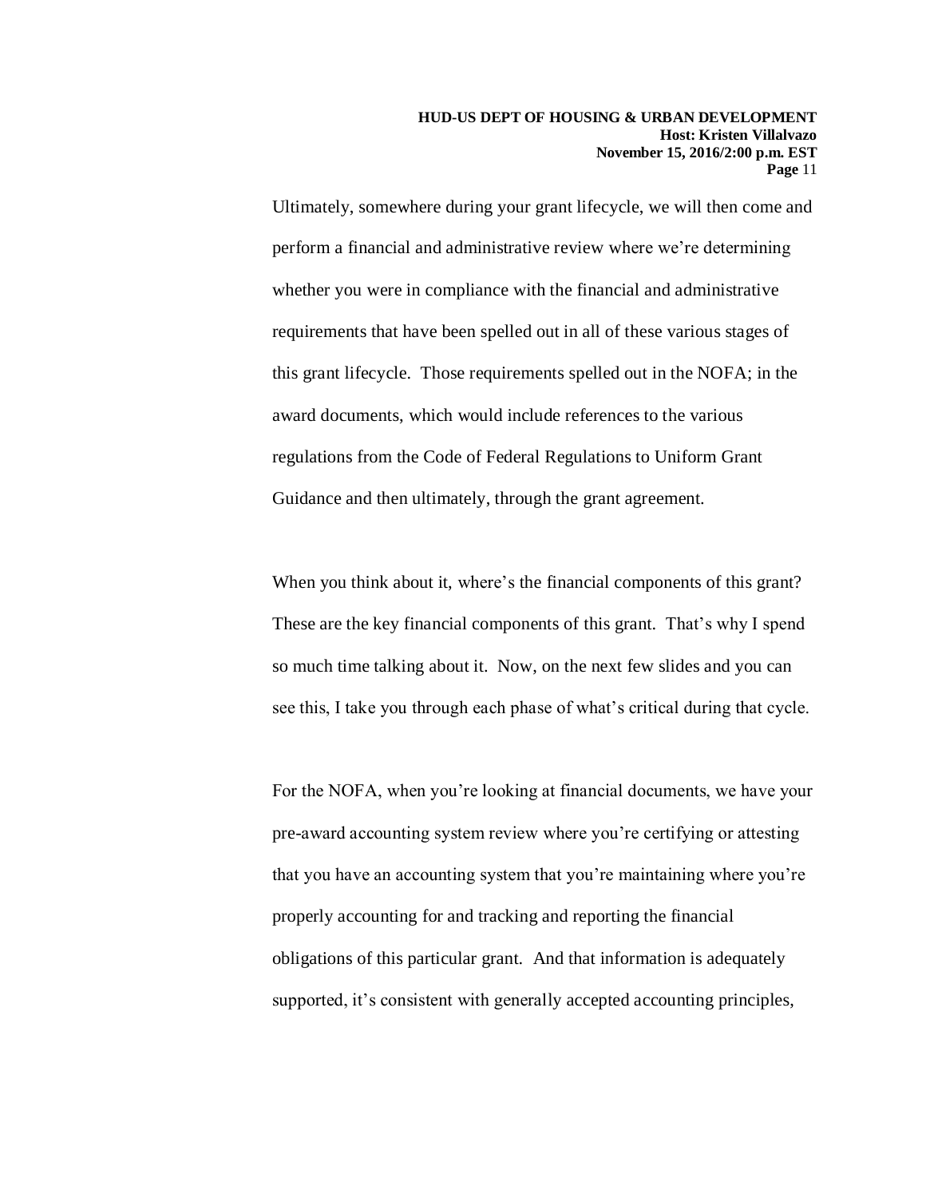Ultimately, somewhere during your grant lifecycle, we will then come and perform a financial and administrative review where we're determining whether you were in compliance with the financial and administrative requirements that have been spelled out in all of these various stages of this grant lifecycle. Those requirements spelled out in the NOFA; in the award documents, which would include references to the various regulations from the Code of Federal Regulations to Uniform Grant Guidance and then ultimately, through the grant agreement.

When you think about it, where's the financial components of this grant? These are the key financial components of this grant. That's why I spend so much time talking about it. Now, on the next few slides and you can see this, I take you through each phase of what's critical during that cycle.

For the NOFA, when you're looking at financial documents, we have your pre-award accounting system review where you're certifying or attesting that you have an accounting system that you're maintaining where you're properly accounting for and tracking and reporting the financial obligations of this particular grant. And that information is adequately supported, it's consistent with generally accepted accounting principles,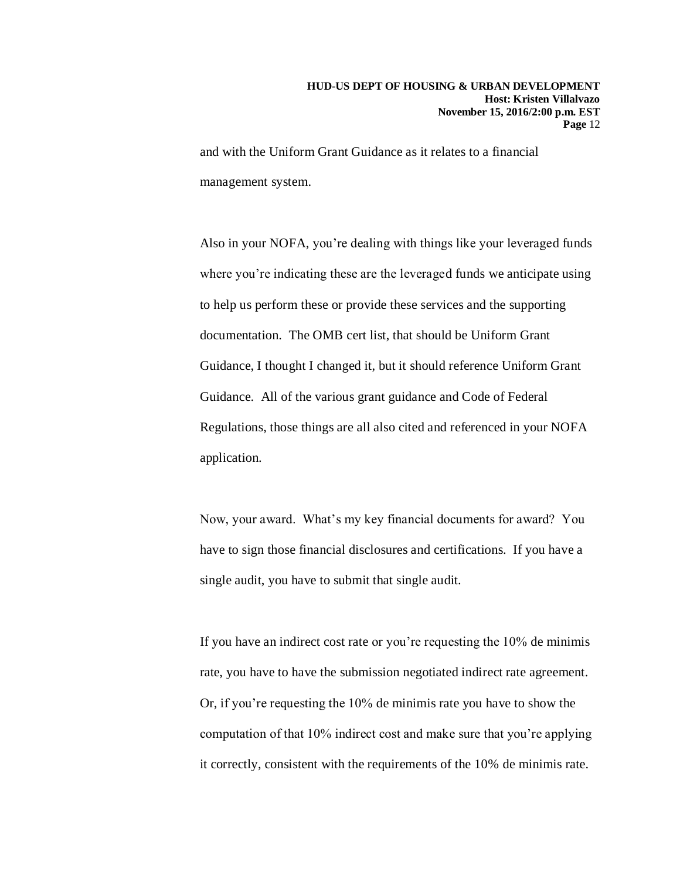and with the Uniform Grant Guidance as it relates to a financial management system.

Also in your NOFA, you're dealing with things like your leveraged funds where you're indicating these are the leveraged funds we anticipate using to help us perform these or provide these services and the supporting documentation. The OMB cert list, that should be Uniform Grant Guidance, I thought I changed it, but it should reference Uniform Grant Guidance. All of the various grant guidance and Code of Federal Regulations, those things are all also cited and referenced in your NOFA application.

Now, your award. What's my key financial documents for award? You have to sign those financial disclosures and certifications. If you have a single audit, you have to submit that single audit.

If you have an indirect cost rate or you're requesting the 10% de minimis rate, you have to have the submission negotiated indirect rate agreement. Or, if you're requesting the 10% de minimis rate you have to show the computation of that 10% indirect cost and make sure that you're applying it correctly, consistent with the requirements of the 10% de minimis rate.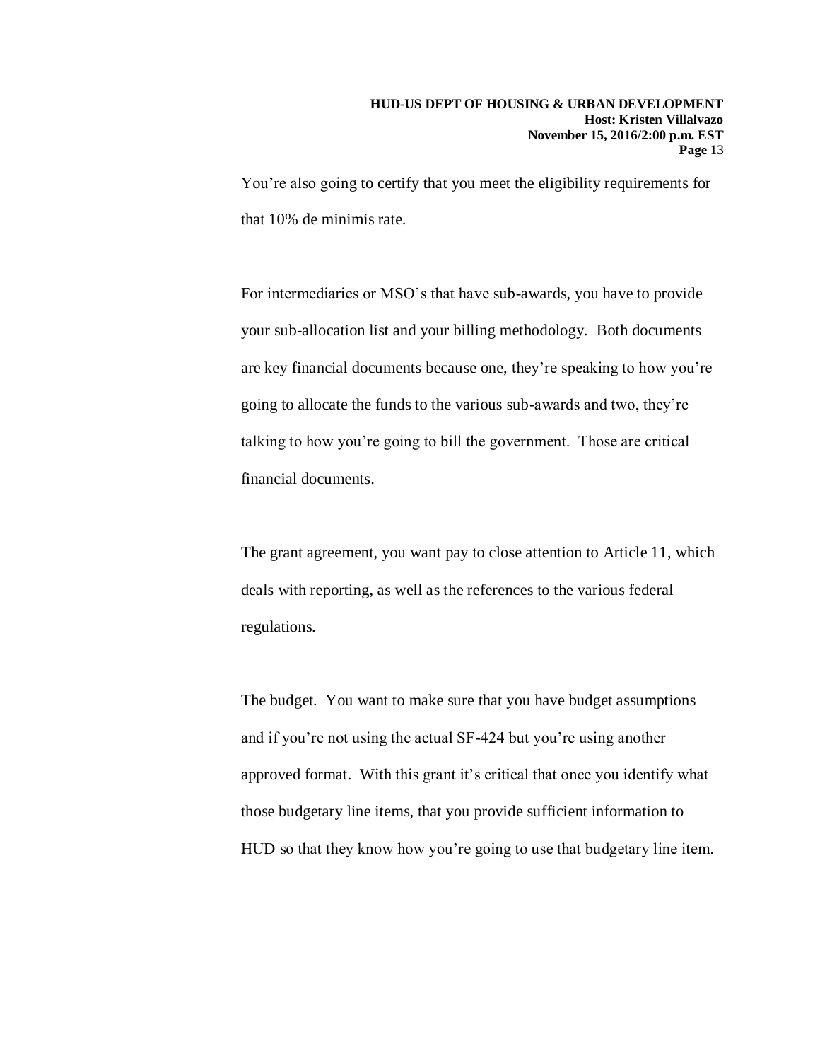You're also going to certify that you meet the eligibility requirements for that 10% de minimis rate.

For intermediaries or MSO's that have sub-awards, you have to provide your sub-allocation list and your billing methodology. Both documents are key financial documents because one, they're speaking to how you're going to allocate the funds to the various sub-awards and two, they're talking to how you're going to bill the government. Those are critical financial documents.

The grant agreement, you want pay to close attention to Article 11, which deals with reporting, as well as the references to the various federal regulations.

The budget. You want to make sure that you have budget assumptions and if you're not using the actual SF-424 but you're using another approved format. With this grant it's critical that once you identify what those budgetary line items, that you provide sufficient information to HUD so that they know how you're going to use that budgetary line item.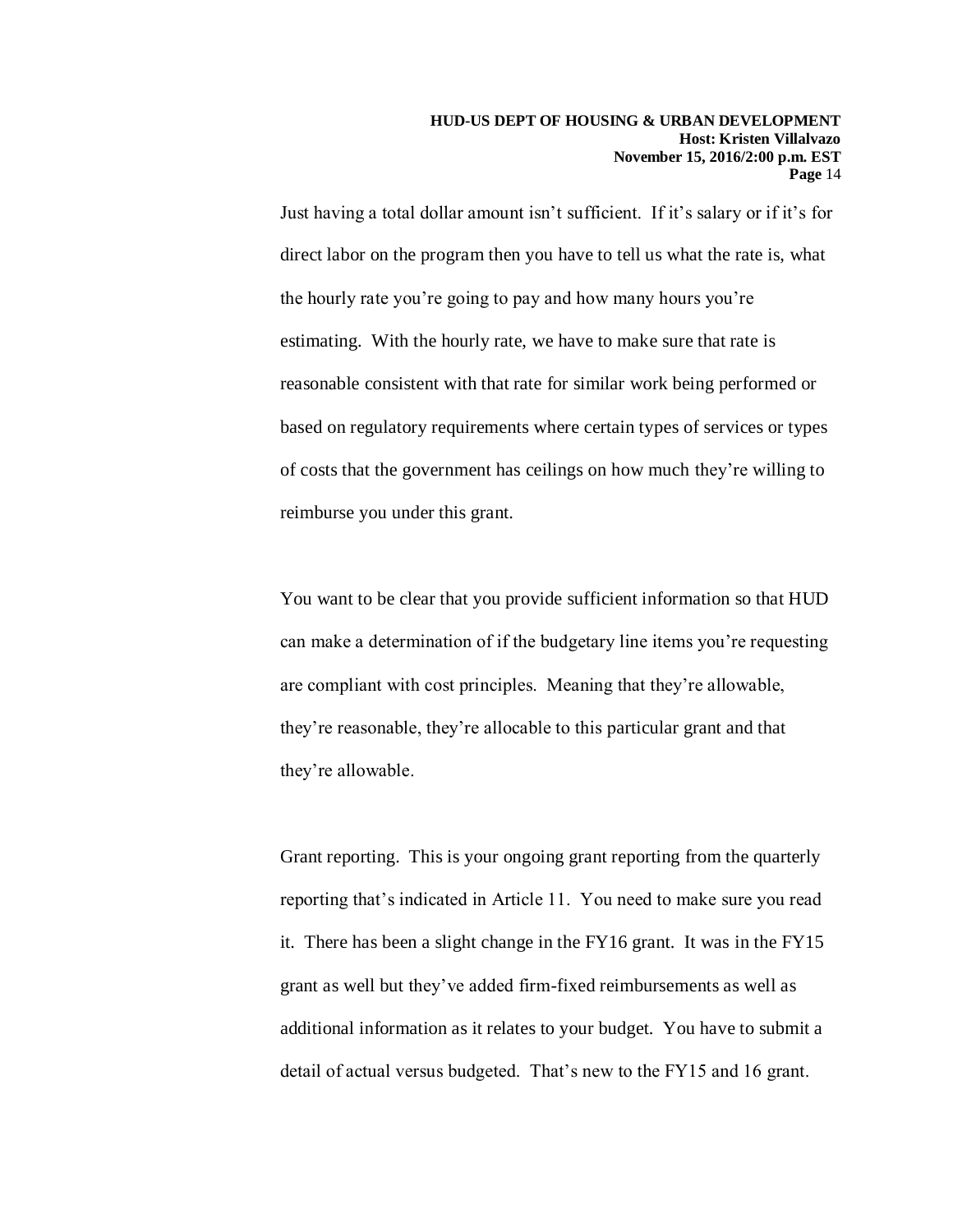Just having a total dollar amount isn't sufficient. If it's salary or if it's for direct labor on the program then you have to tell us what the rate is, what the hourly rate you're going to pay and how many hours you're estimating. With the hourly rate, we have to make sure that rate is reasonable consistent with that rate for similar work being performed or based on regulatory requirements where certain types of services or types of costs that the government has ceilings on how much they're willing to reimburse you under this grant.

You want to be clear that you provide sufficient information so that HUD can make a determination of if the budgetary line items you're requesting are compliant with cost principles. Meaning that they're allowable, they're reasonable, they're allocable to this particular grant and that they're allowable.

Grant reporting. This is your ongoing grant reporting from the quarterly reporting that's indicated in Article 11. You need to make sure you read it. There has been a slight change in the FY16 grant. It was in the FY15 grant as well but they've added firm-fixed reimbursements as well as additional information as it relates to your budget. You have to submit a detail of actual versus budgeted. That's new to the FY15 and 16 grant.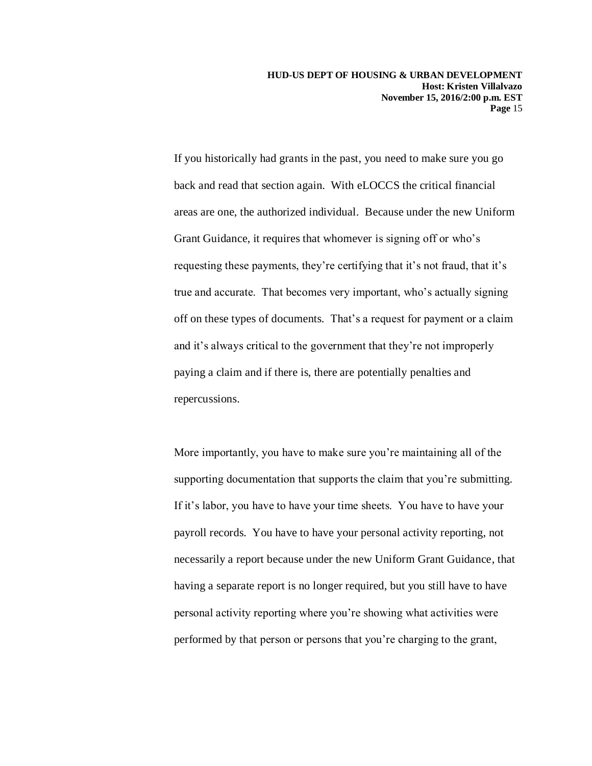If you historically had grants in the past, you need to make sure you go back and read that section again. With eLOCCS the critical financial areas are one, the authorized individual. Because under the new Uniform Grant Guidance, it requires that whomever is signing off or who's requesting these payments, they're certifying that it's not fraud, that it's true and accurate. That becomes very important, who's actually signing off on these types of documents. That's a request for payment or a claim and it's always critical to the government that they're not improperly paying a claim and if there is, there are potentially penalties and repercussions.

More importantly, you have to make sure you're maintaining all of the supporting documentation that supports the claim that you're submitting. If it's labor, you have to have your time sheets. You have to have your payroll records. You have to have your personal activity reporting, not necessarily a report because under the new Uniform Grant Guidance, that having a separate report is no longer required, but you still have to have personal activity reporting where you're showing what activities were performed by that person or persons that you're charging to the grant,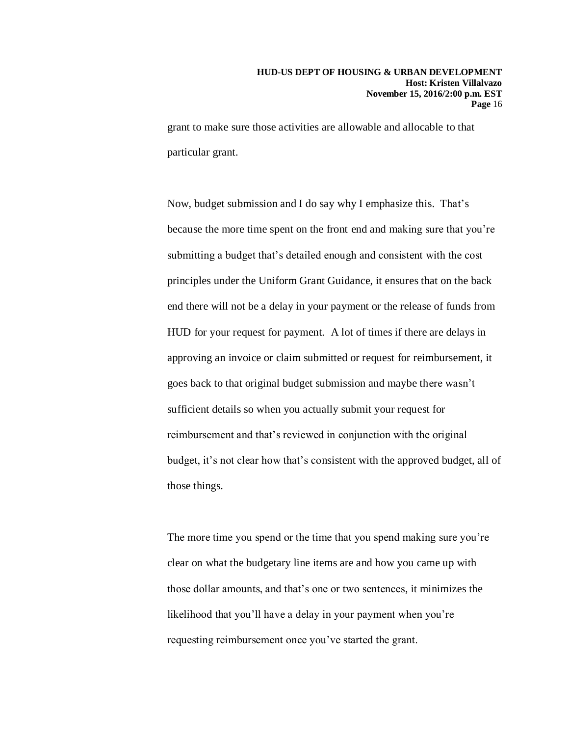grant to make sure those activities are allowable and allocable to that particular grant.

Now, budget submission and I do say why I emphasize this. That's because the more time spent on the front end and making sure that you're submitting a budget that's detailed enough and consistent with the cost principles under the Uniform Grant Guidance, it ensures that on the back end there will not be a delay in your payment or the release of funds from HUD for your request for payment. A lot of times if there are delays in approving an invoice or claim submitted or request for reimbursement, it goes back to that original budget submission and maybe there wasn't sufficient details so when you actually submit your request for reimbursement and that's reviewed in conjunction with the original budget, it's not clear how that's consistent with the approved budget, all of those things.

The more time you spend or the time that you spend making sure you're clear on what the budgetary line items are and how you came up with those dollar amounts, and that's one or two sentences, it minimizes the likelihood that you'll have a delay in your payment when you're requesting reimbursement once you've started the grant.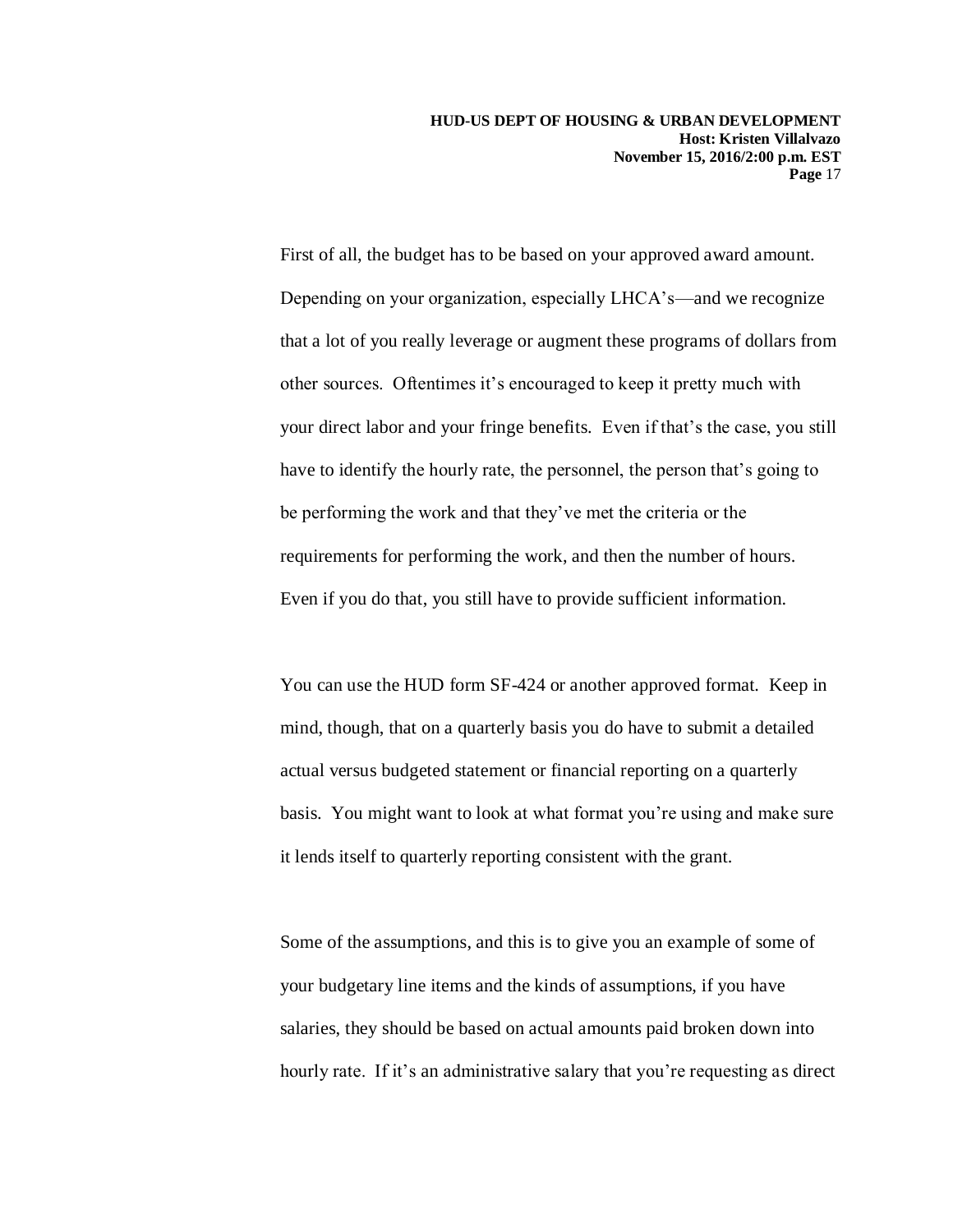First of all, the budget has to be based on your approved award amount. Depending on your organization, especially LHCA's—and we recognize that a lot of you really leverage or augment these programs of dollars from other sources. Oftentimes it's encouraged to keep it pretty much with your direct labor and your fringe benefits. Even if that's the case, you still have to identify the hourly rate, the personnel, the person that's going to be performing the work and that they've met the criteria or the requirements for performing the work, and then the number of hours. Even if you do that, you still have to provide sufficient information.

You can use the HUD form SF-424 or another approved format. Keep in mind, though, that on a quarterly basis you do have to submit a detailed actual versus budgeted statement or financial reporting on a quarterly basis. You might want to look at what format you're using and make sure it lends itself to quarterly reporting consistent with the grant.

Some of the assumptions, and this is to give you an example of some of your budgetary line items and the kinds of assumptions, if you have salaries, they should be based on actual amounts paid broken down into hourly rate. If it's an administrative salary that you're requesting as direct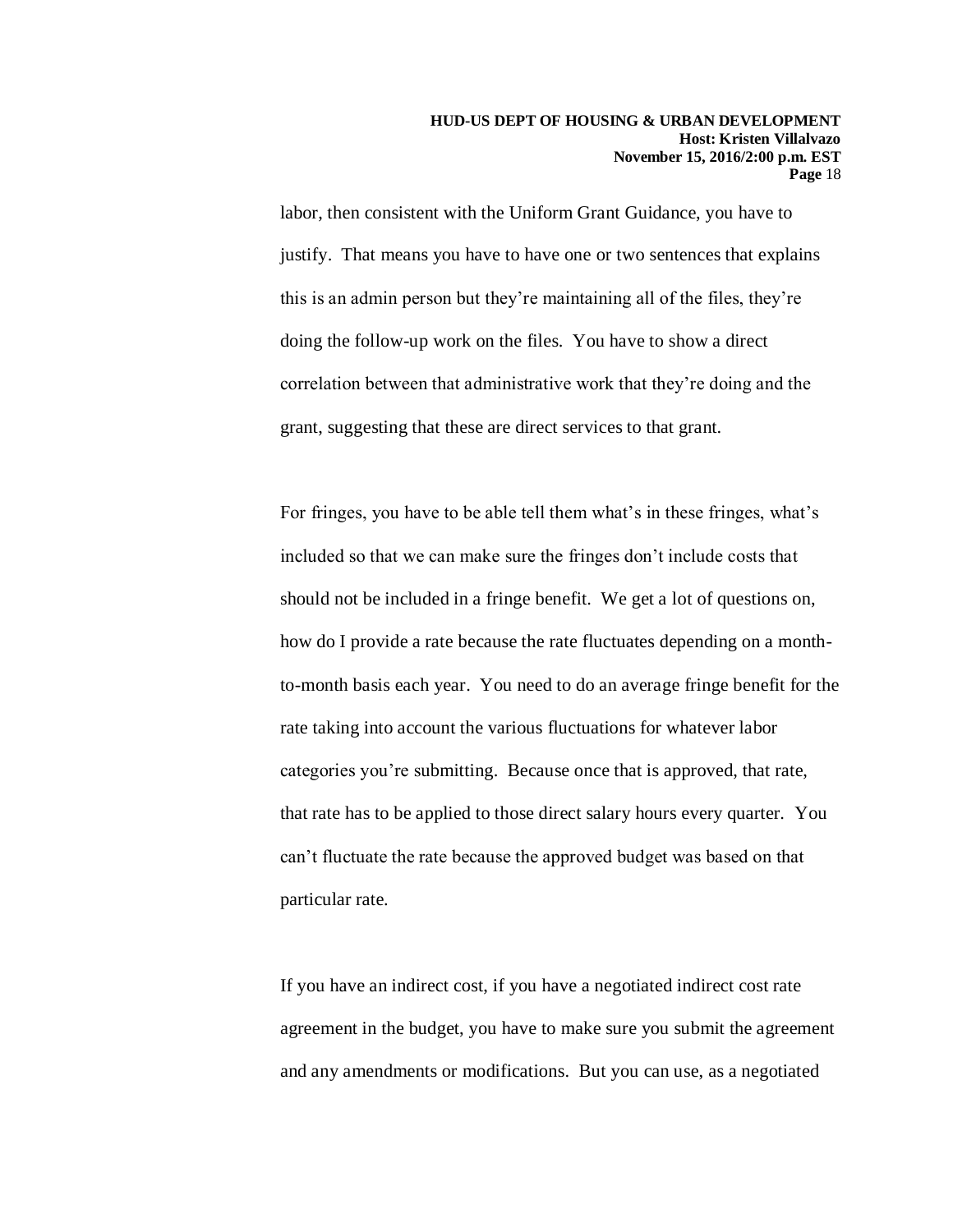labor, then consistent with the Uniform Grant Guidance, you have to justify. That means you have to have one or two sentences that explains this is an admin person but they're maintaining all of the files, they're doing the follow-up work on the files. You have to show a direct correlation between that administrative work that they're doing and the grant, suggesting that these are direct services to that grant.

For fringes, you have to be able tell them what's in these fringes, what's included so that we can make sure the fringes don't include costs that should not be included in a fringe benefit. We get a lot of questions on, how do I provide a rate because the rate fluctuates depending on a month-to-month basis each year. You need to do an average fringe benefit for the rate taking into account the various fluctuations for whatever labor categories you're submitting. Because once that is approved, that rate, that rate has to be applied to those direct salary hours every quarter. You can't fluctuate the rate because the approved budget was based on that particular rate.

If you have an indirect cost, if you have a negotiated indirect cost rate agreement in the budget, you have to make sure you submit the agreement and any amendments or modifications. But you can use, as a negotiated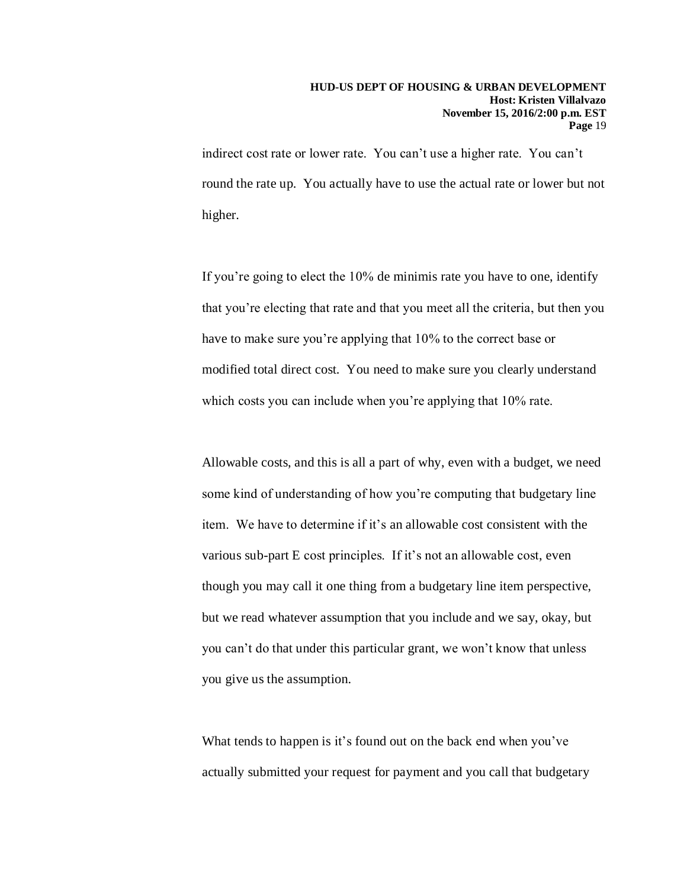indirect cost rate or lower rate. You can't use a higher rate. You can't round the rate up. You actually have to use the actual rate or lower but not higher.

If you're going to elect the 10% de minimis rate you have to one, identify that you're electing that rate and that you meet all the criteria, but then you have to make sure you're applying that 10% to the correct base or modified total direct cost. You need to make sure you clearly understand which costs you can include when you're applying that 10% rate.

Allowable costs, and this is all a part of why, even with a budget, we need some kind of understanding of how you're computing that budgetary line item. We have to determine if it's an allowable cost consistent with the various sub-part E cost principles. If it's not an allowable cost, even though you may call it one thing from a budgetary line item perspective, but we read whatever assumption that you include and we say, okay, but you can't do that under this particular grant, we won't know that unless you give us the assumption.

What tends to happen is it's found out on the back end when you've actually submitted your request for payment and you call that budgetary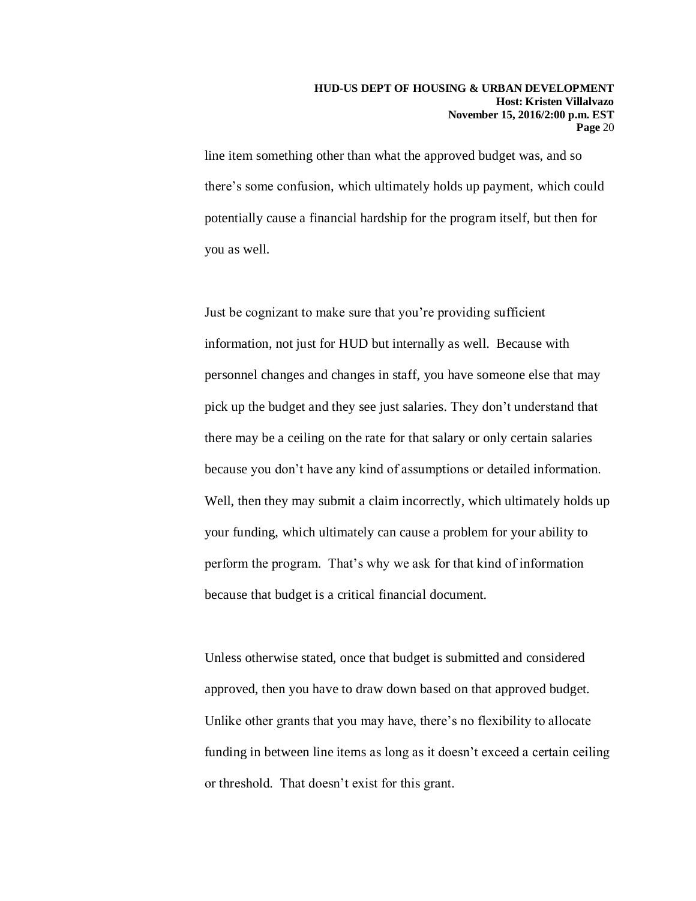line item something other than what the approved budget was, and so there's some confusion, which ultimately holds up payment, which could potentially cause a financial hardship for the program itself, but then for you as well.

Just be cognizant to make sure that you're providing sufficient information, not just for HUD but internally as well. Because with personnel changes and changes in staff, you have someone else that may pick up the budget and they see just salaries. They don't understand that there may be a ceiling on the rate for that salary or only certain salaries because you don't have any kind of assumptions or detailed information. Well, then they may submit a claim incorrectly, which ultimately holds up your funding, which ultimately can cause a problem for your ability to perform the program. That's why we ask for that kind of information because that budget is a critical financial document.

Unless otherwise stated, once that budget is submitted and considered approved, then you have to draw down based on that approved budget. Unlike other grants that you may have, there's no flexibility to allocate funding in between line items as long as it doesn't exceed a certain ceiling or threshold. That doesn't exist for this grant.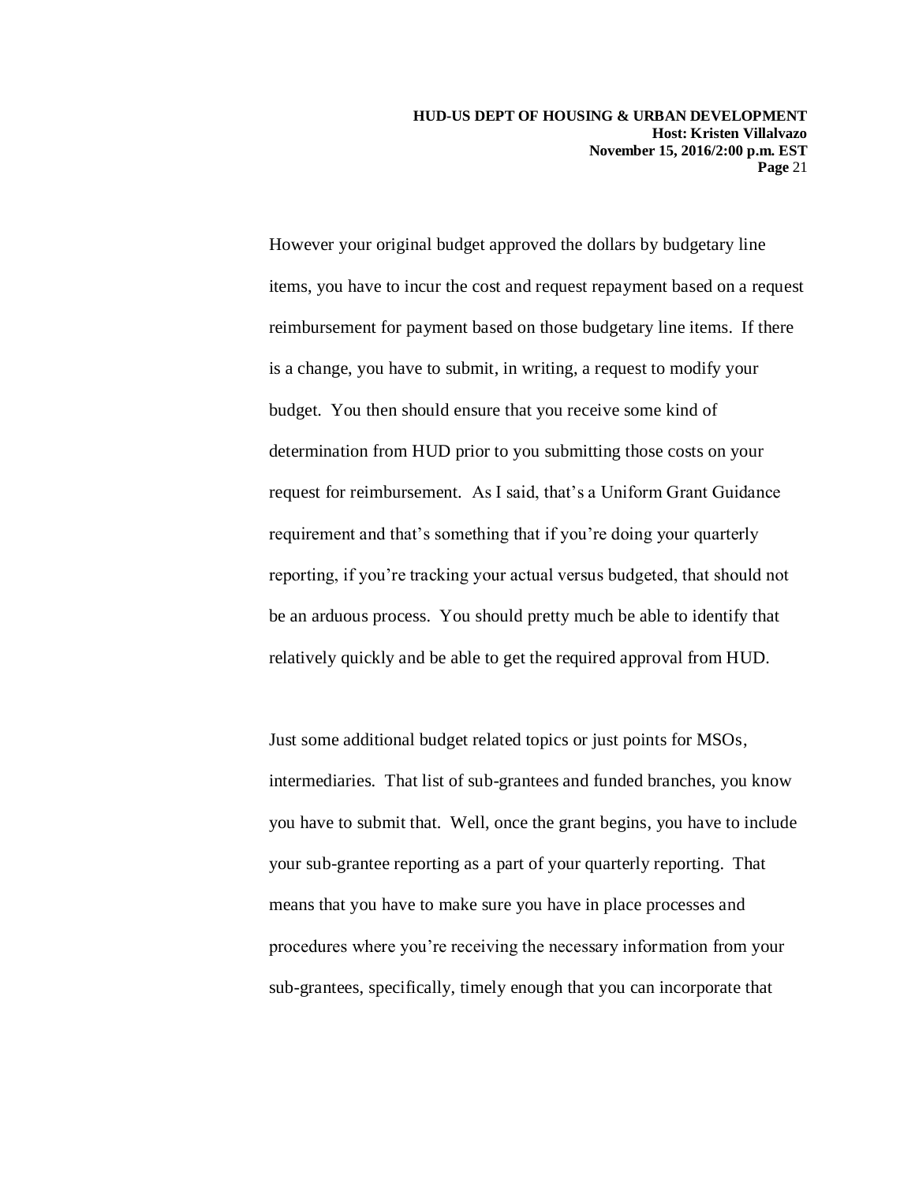However your original budget approved the dollars by budgetary line items, you have to incur the cost and request repayment based on a request reimbursement for payment based on those budgetary line items. If there is a change, you have to submit, in writing, a request to modify your budget. You then should ensure that you receive some kind of determination from HUD prior to you submitting those costs on your request for reimbursement. As I said, that's a Uniform Grant Guidance requirement and that's something that if you're doing your quarterly reporting, if you're tracking your actual versus budgeted, that should not be an arduous process. You should pretty much be able to identify that relatively quickly and be able to get the required approval from HUD.

Just some additional budget related topics or just points for MSOs, intermediaries. That list of sub-grantees and funded branches, you know you have to submit that. Well, once the grant begins, you have to include your sub-grantee reporting as a part of your quarterly reporting. That means that you have to make sure you have in place processes and procedures where you're receiving the necessary information from your sub-grantees, specifically, timely enough that you can incorporate that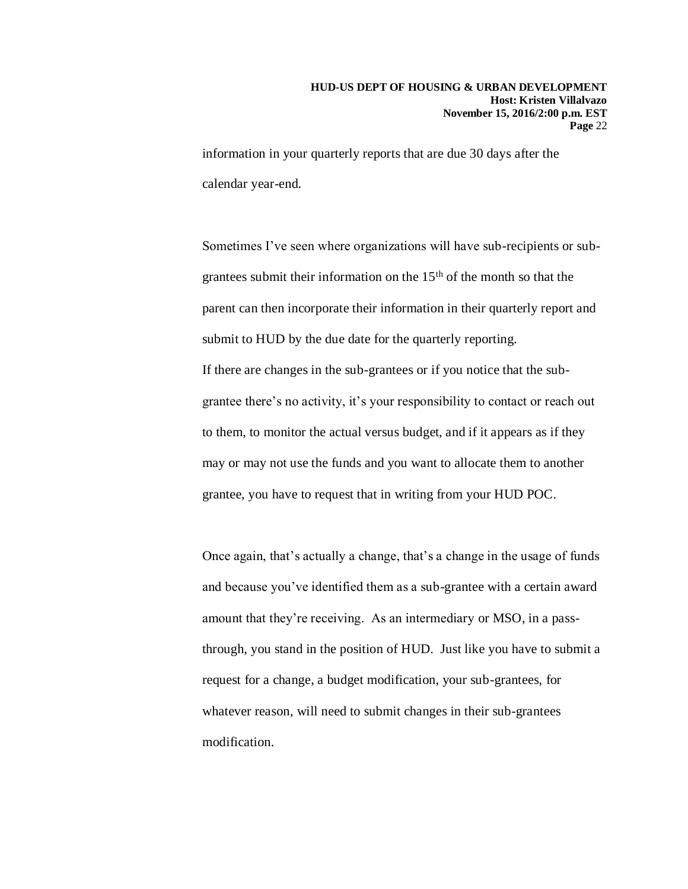information in your quarterly reports that are due 30 days after the calendar year-end.

Sometimes I've seen where organizations will have sub-recipients or sub-grantees submit their information on the 15th of the month so that the parent can then incorporate their information in their quarterly report and submit to HUD by the due date for the quarterly reporting.
If there are changes in the sub-grantees or if you notice that the sub-grantee there's no activity, it's your responsibility to contact or reach out to them, to monitor the actual versus budget, and if it appears as if they may or may not use the funds and you want to allocate them to another grantee, you have to request that in writing from your HUD POC.

Once again, that's actually a change, that's a change in the usage of funds and because you've identified them as a sub-grantee with a certain award amount that they're receiving. As an intermediary or MSO, in a pass-through, you stand in the position of HUD. Just like you have to submit a request for a change, a budget modification, your sub-grantees, for whatever reason, will need to submit changes in their sub-grantees modification.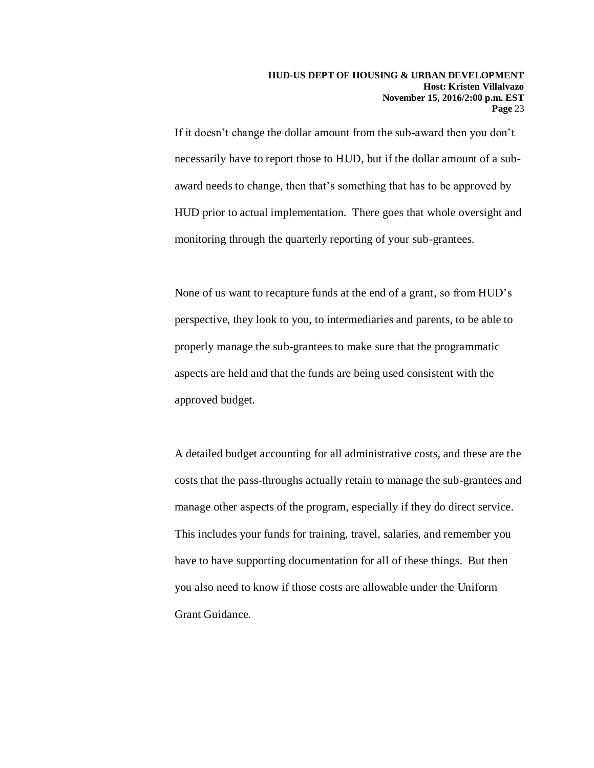If it doesn't change the dollar amount from the sub-award then you don't necessarily have to report those to HUD, but if the dollar amount of a sub-award needs to change, then that's something that has to be approved by HUD prior to actual implementation. There goes that whole oversight and monitoring through the quarterly reporting of your sub-grantees.

None of us want to recapture funds at the end of a grant, so from HUD's perspective, they look to you, to intermediaries and parents, to be able to properly manage the sub-grantees to make sure that the programmatic aspects are held and that the funds are being used consistent with the approved budget.

A detailed budget accounting for all administrative costs, and these are the costs that the pass-throughs actually retain to manage the sub-grantees and manage other aspects of the program, especially if they do direct service. This includes your funds for training, travel, salaries, and remember you have to have supporting documentation for all of these things. But then you also need to know if those costs are allowable under the Uniform Grant Guidance.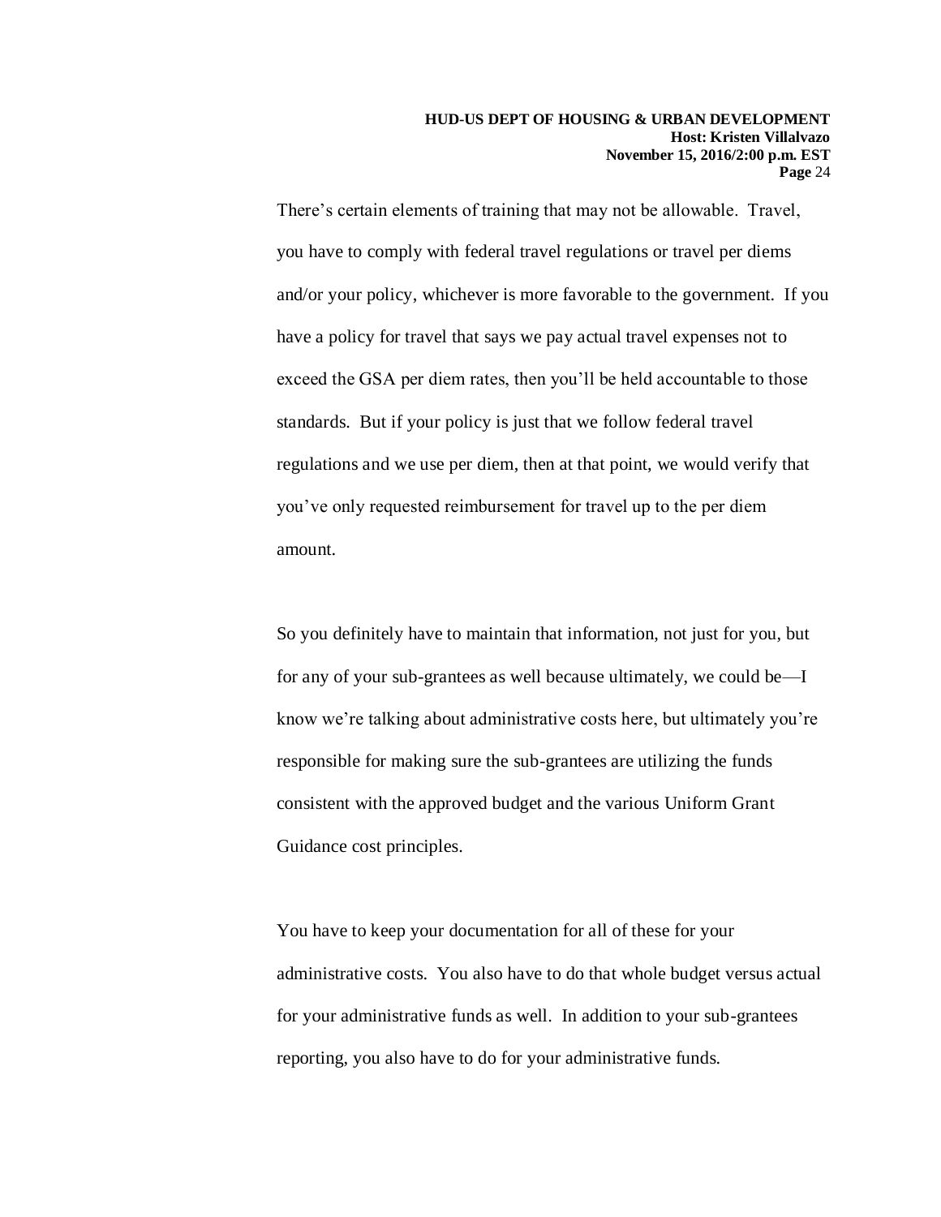There's certain elements of training that may not be allowable. Travel, you have to comply with federal travel regulations or travel per diems and/or your policy, whichever is more favorable to the government. If you have a policy for travel that says we pay actual travel expenses not to exceed the GSA per diem rates, then you'll be held accountable to those standards. But if your policy is just that we follow federal travel regulations and we use per diem, then at that point, we would verify that you've only requested reimbursement for travel up to the per diem amount.

So you definitely have to maintain that information, not just for you, but for any of your sub-grantees as well because ultimately, we could be—I know we're talking about administrative costs here, but ultimately you're responsible for making sure the sub-grantees are utilizing the funds consistent with the approved budget and the various Uniform Grant Guidance cost principles.

You have to keep your documentation for all of these for your administrative costs. You also have to do that whole budget versus actual for your administrative funds as well. In addition to your sub-grantees reporting, you also have to do for your administrative funds.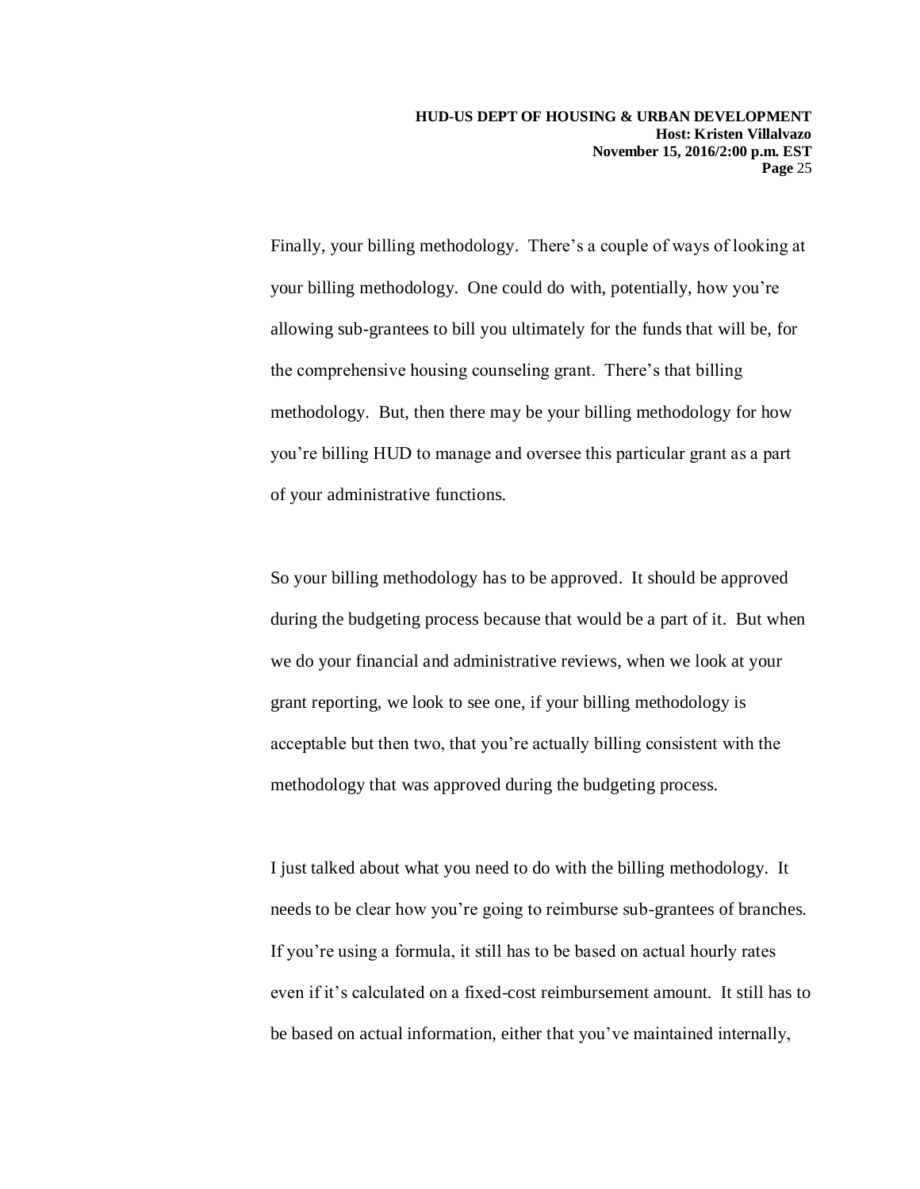Finally, your billing methodology. There's a couple of ways of looking at your billing methodology. One could do with, potentially, how you're allowing sub-grantees to bill you ultimately for the funds that will be, for the comprehensive housing counseling grant. There's that billing methodology. But, then there may be your billing methodology for how you're billing HUD to manage and oversee this particular grant as a part of your administrative functions.

So your billing methodology has to be approved. It should be approved during the budgeting process because that would be a part of it. But when we do your financial and administrative reviews, when we look at your grant reporting, we look to see one, if your billing methodology is acceptable but then two, that you're actually billing consistent with the methodology that was approved during the budgeting process.

I just talked about what you need to do with the billing methodology. It needs to be clear how you're going to reimburse sub-grantees of branches. If you're using a formula, it still has to be based on actual hourly rates even if it's calculated on a fixed-cost reimbursement amount. It still has to be based on actual information, either that you've maintained internally,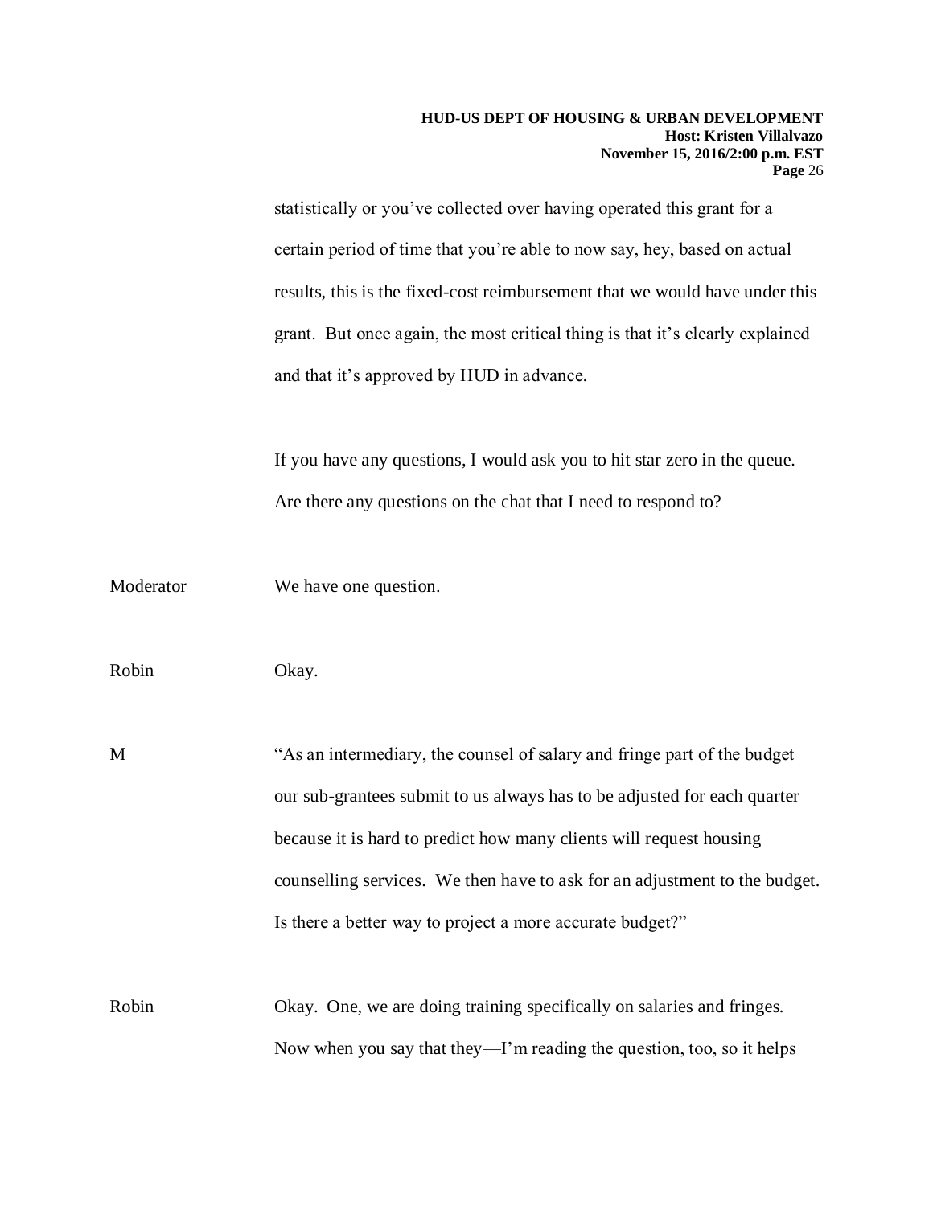statistically or you've collected over having operated this grant for a certain period of time that you're able to now say, hey, based on actual results, this is the fixed-cost reimbursement that we would have under this grant. But once again, the most critical thing is that it's clearly explained and that it's approved by HUD in advance.

If you have any questions, I would ask you to hit star zero in the queue. Are there any questions on the chat that I need to respond to?

Moderator We have one question.

Robin Okay.

M "As an intermediary, the counsel of salary and fringe part of the budget our sub-grantees submit to us always has to be adjusted for each quarter because it is hard to predict how many clients will request housing counselling services. We then have to ask for an adjustment to the budget. Is there a better way to project a more accurate budget?"

Robin Okay. One, we are doing training specifically on salaries and fringes. Now when you say that they—I'm reading the question, too, so it helps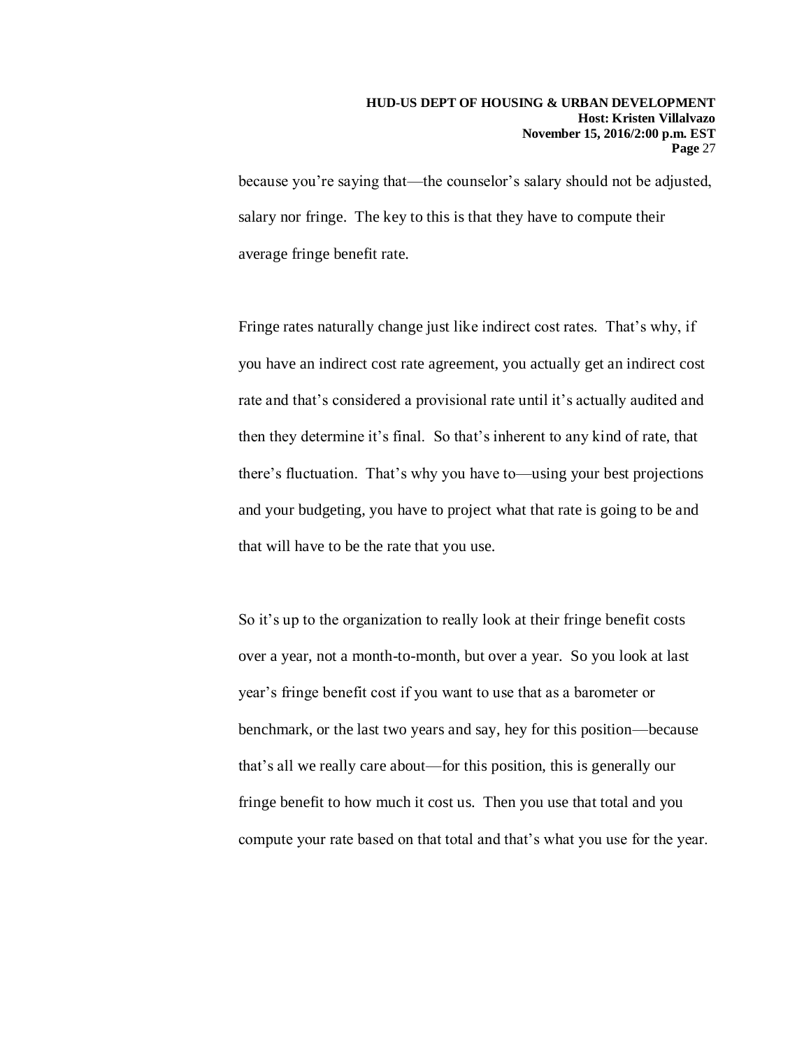because you're saying that—the counselor's salary should not be adjusted, salary nor fringe. The key to this is that they have to compute their average fringe benefit rate.

Fringe rates naturally change just like indirect cost rates. That's why, if you have an indirect cost rate agreement, you actually get an indirect cost rate and that's considered a provisional rate until it's actually audited and then they determine it's final. So that's inherent to any kind of rate, that there's fluctuation. That's why you have to—using your best projections and your budgeting, you have to project what that rate is going to be and that will have to be the rate that you use.

So it's up to the organization to really look at their fringe benefit costs over a year, not a month-to-month, but over a year. So you look at last year's fringe benefit cost if you want to use that as a barometer or benchmark, or the last two years and say, hey for this position—because that's all we really care about—for this position, this is generally our fringe benefit to how much it cost us. Then you use that total and you compute your rate based on that total and that's what you use for the year.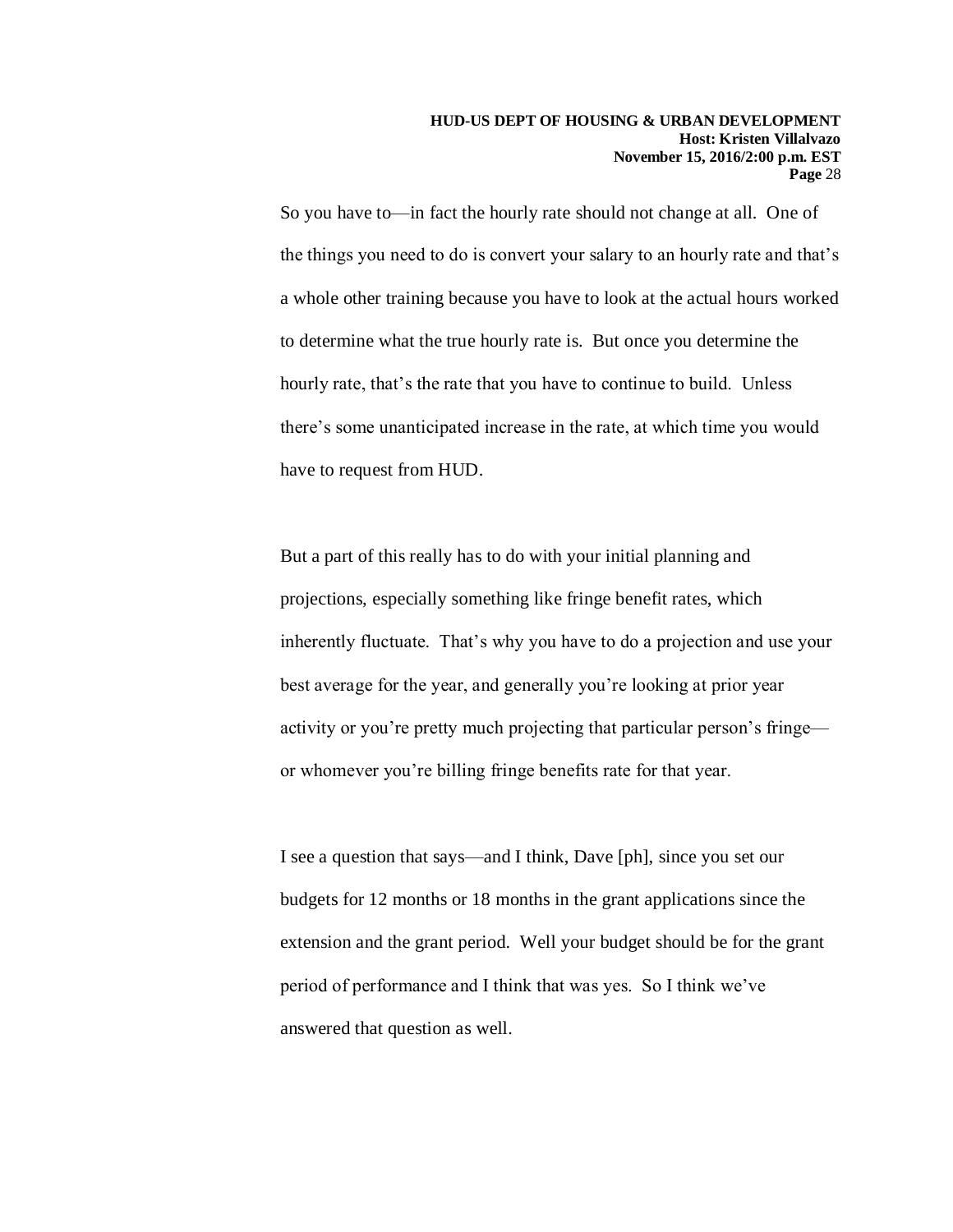So you have to—in fact the hourly rate should not change at all. One of the things you need to do is convert your salary to an hourly rate and that's a whole other training because you have to look at the actual hours worked to determine what the true hourly rate is. But once you determine the hourly rate, that's the rate that you have to continue to build. Unless there's some unanticipated increase in the rate, at which time you would have to request from HUD.

But a part of this really has to do with your initial planning and projections, especially something like fringe benefit rates, which inherently fluctuate. That's why you have to do a projection and use your best average for the year, and generally you're looking at prior year activity or you're pretty much projecting that particular person's fringe—or whomever you're billing fringe benefits rate for that year.

I see a question that says—and I think, Dave [ph], since you set our budgets for 12 months or 18 months in the grant applications since the extension and the grant period. Well your budget should be for the grant period of performance and I think that was yes. So I think we've answered that question as well.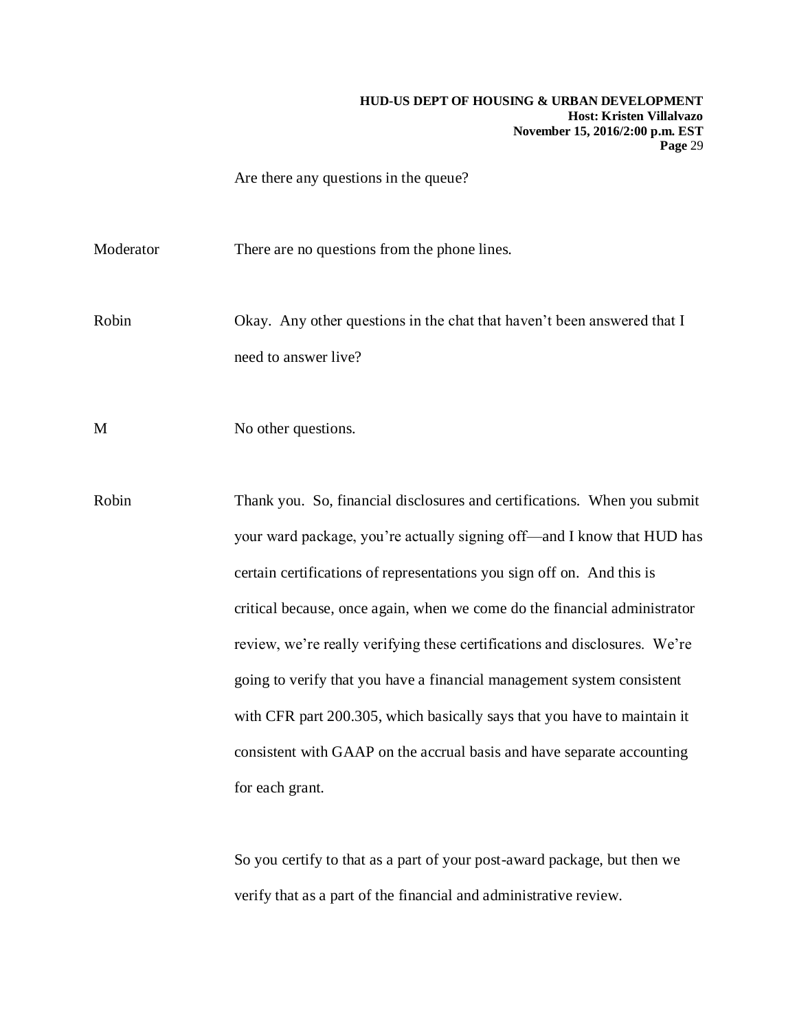Are there any questions in the queue?

Moderator There are no questions from the phone lines.

Robin Okay. Any other questions in the chat that haven't been answered that I need to answer live?

M No other questions.

Robin Thank you. So, financial disclosures and certifications. When you submit your ward package, you're actually signing off—and I know that HUD has certain certifications of representations you sign off on. And this is critical because, once again, when we come do the financial administrator review, we're really verifying these certifications and disclosures. We're going to verify that you have a financial management system consistent with CFR part 200.305, which basically says that you have to maintain it consistent with GAAP on the accrual basis and have separate accounting for each grant.

So you certify to that as a part of your post-award package, but then we verify that as a part of the financial and administrative review.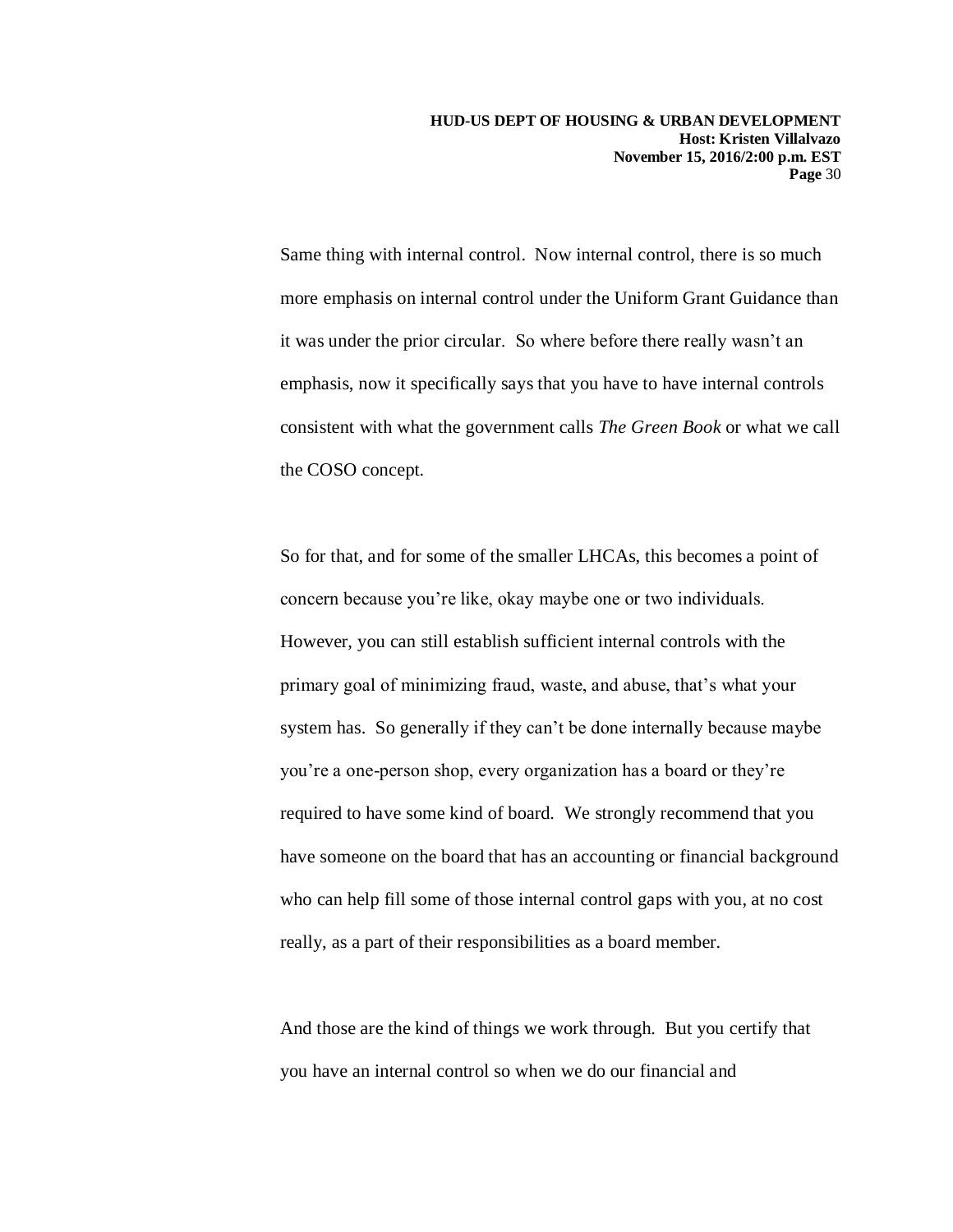Same thing with internal control. Now internal control, there is so much more emphasis on internal control under the Uniform Grant Guidance than it was under the prior circular. So where before there really wasn't an emphasis, now it specifically says that you have to have internal controls consistent with what the government calls *The Green Book* or what we call the COSO concept.

So for that, and for some of the smaller LHCAs, this becomes a point of concern because you're like, okay maybe one or two individuals. However, you can still establish sufficient internal controls with the primary goal of minimizing fraud, waste, and abuse, that's what your system has. So generally if they can't be done internally because maybe you're a one-person shop, every organization has a board or they're required to have some kind of board. We strongly recommend that you have someone on the board that has an accounting or financial background who can help fill some of those internal control gaps with you, at no cost really, as a part of their responsibilities as a board member.

And those are the kind of things we work through. But you certify that you have an internal control so when we do our financial and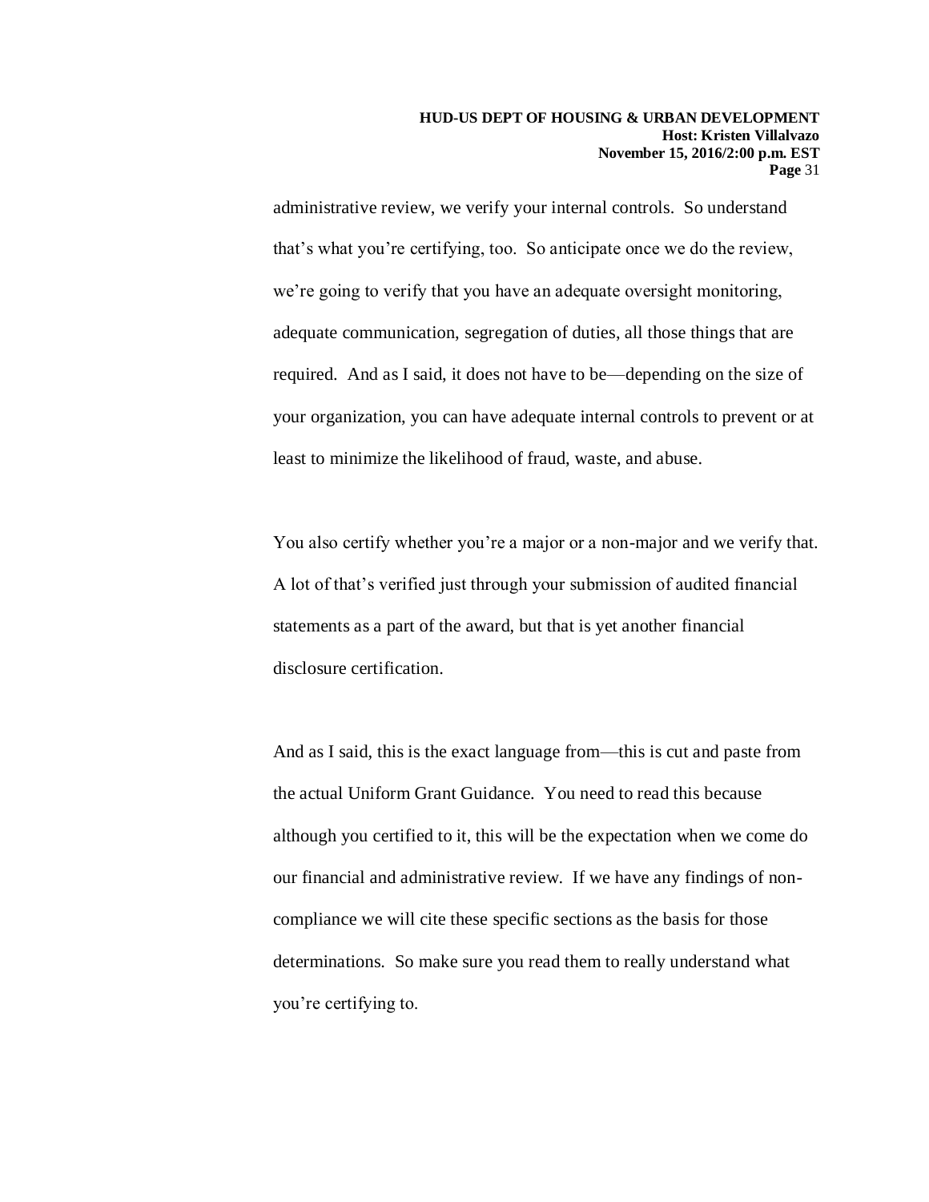administrative review, we verify your internal controls. So understand that's what you're certifying, too. So anticipate once we do the review, we're going to verify that you have an adequate oversight monitoring, adequate communication, segregation of duties, all those things that are required. And as I said, it does not have to be—depending on the size of your organization, you can have adequate internal controls to prevent or at least to minimize the likelihood of fraud, waste, and abuse.

You also certify whether you're a major or a non-major and we verify that. A lot of that's verified just through your submission of audited financial statements as a part of the award, but that is yet another financial disclosure certification.

And as I said, this is the exact language from—this is cut and paste from the actual Uniform Grant Guidance. You need to read this because although you certified to it, this will be the expectation when we come do our financial and administrative review. If we have any findings of non-compliance we will cite these specific sections as the basis for those determinations. So make sure you read them to really understand what you're certifying to.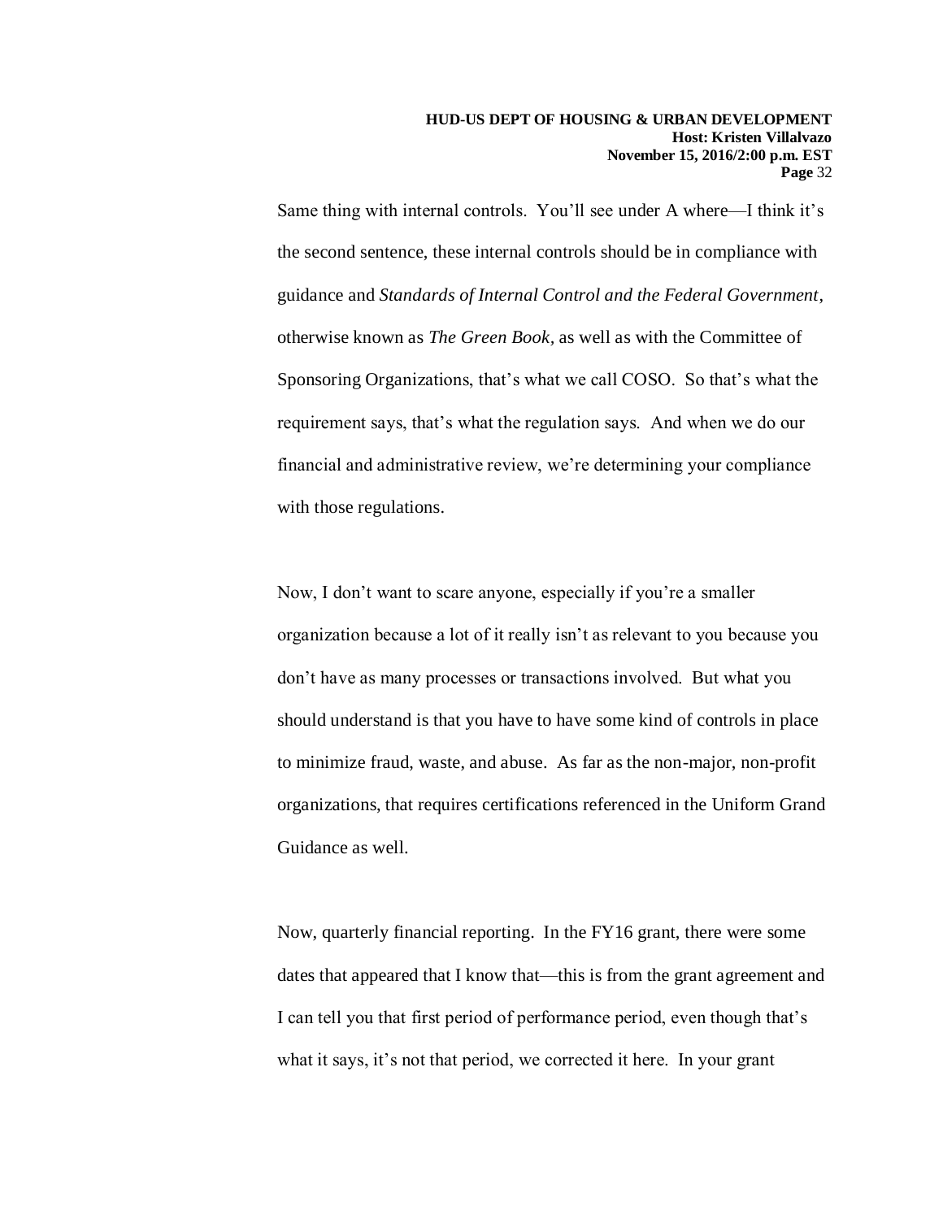Same thing with internal controls. You'll see under A where—I think it's the second sentence, these internal controls should be in compliance with guidance and *Standards of Internal Control and the Federal Government*, otherwise known as *The Green Book,* as well as with the Committee of Sponsoring Organizations, that's what we call COSO. So that's what the requirement says, that's what the regulation says. And when we do our financial and administrative review, we're determining your compliance with those regulations.

Now, I don't want to scare anyone, especially if you're a smaller organization because a lot of it really isn't as relevant to you because you don't have as many processes or transactions involved. But what you should understand is that you have to have some kind of controls in place to minimize fraud, waste, and abuse. As far as the non-major, non-profit organizations, that requires certifications referenced in the Uniform Grand Guidance as well.

Now, quarterly financial reporting. In the FY16 grant, there were some dates that appeared that I know that—this is from the grant agreement and I can tell you that first period of performance period, even though that's what it says, it's not that period, we corrected it here. In your grant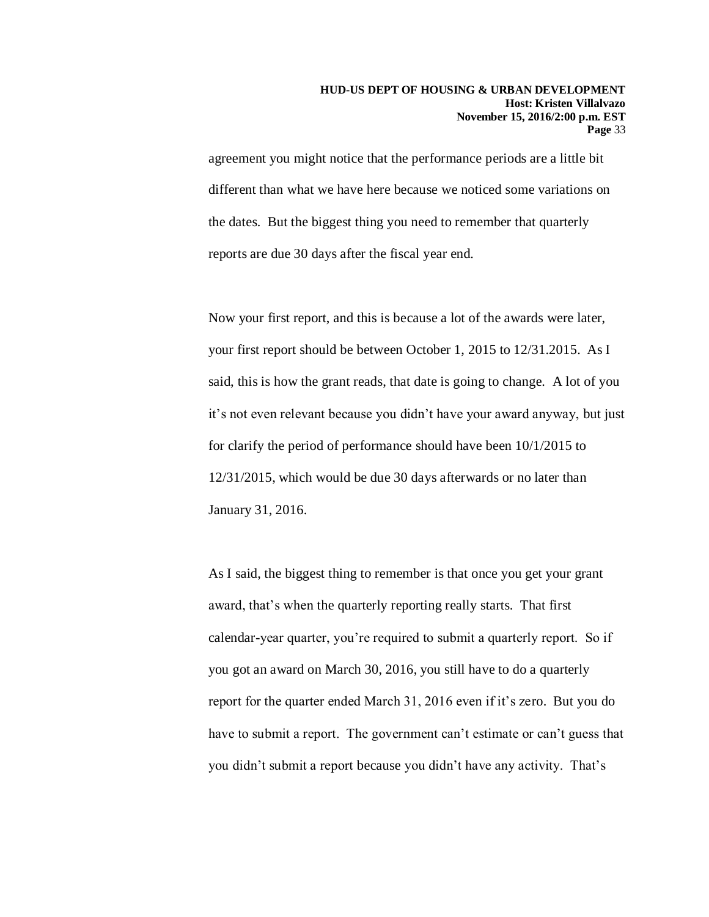agreement you might notice that the performance periods are a little bit different than what we have here because we noticed some variations on the dates. But the biggest thing you need to remember that quarterly reports are due 30 days after the fiscal year end.

Now your first report, and this is because a lot of the awards were later, your first report should be between October 1, 2015 to 12/31.2015. As I said, this is how the grant reads, that date is going to change. A lot of you it's not even relevant because you didn't have your award anyway, but just for clarify the period of performance should have been 10/1/2015 to 12/31/2015, which would be due 30 days afterwards or no later than January 31, 2016.

As I said, the biggest thing to remember is that once you get your grant award, that's when the quarterly reporting really starts. That first calendar-year quarter, you're required to submit a quarterly report. So if you got an award on March 30, 2016, you still have to do a quarterly report for the quarter ended March 31, 2016 even if it's zero. But you do have to submit a report. The government can't estimate or can't guess that you didn't submit a report because you didn't have any activity. That's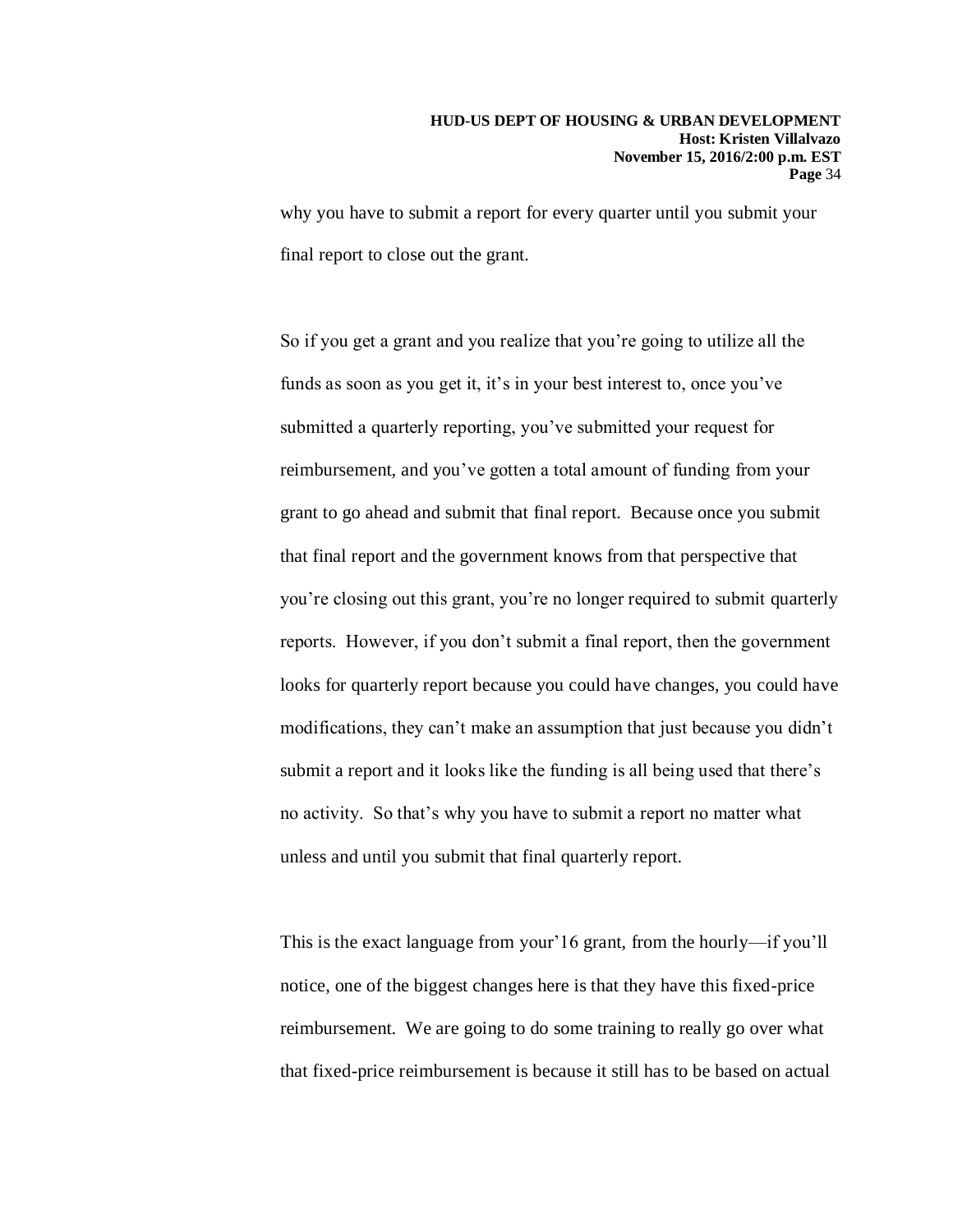why you have to submit a report for every quarter until you submit your final report to close out the grant.

So if you get a grant and you realize that you're going to utilize all the funds as soon as you get it, it's in your best interest to, once you've submitted a quarterly reporting, you've submitted your request for reimbursement, and you've gotten a total amount of funding from your grant to go ahead and submit that final report. Because once you submit that final report and the government knows from that perspective that you're closing out this grant, you're no longer required to submit quarterly reports. However, if you don't submit a final report, then the government looks for quarterly report because you could have changes, you could have modifications, they can't make an assumption that just because you didn't submit a report and it looks like the funding is all being used that there's no activity. So that's why you have to submit a report no matter what unless and until you submit that final quarterly report.

This is the exact language from your'16 grant, from the hourly—if you'll notice, one of the biggest changes here is that they have this fixed-price reimbursement. We are going to do some training to really go over what that fixed-price reimbursement is because it still has to be based on actual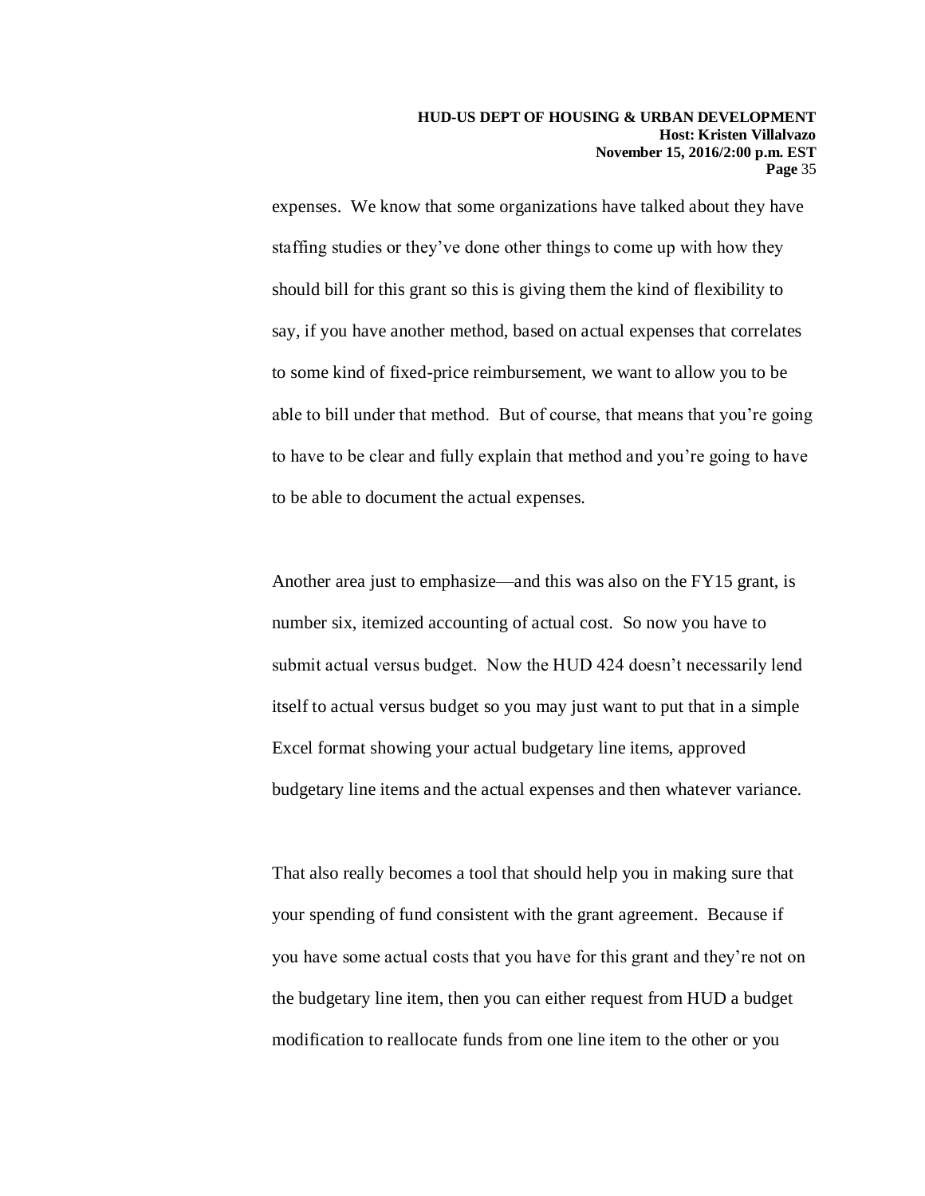expenses. We know that some organizations have talked about they have staffing studies or they've done other things to come up with how they should bill for this grant so this is giving them the kind of flexibility to say, if you have another method, based on actual expenses that correlates to some kind of fixed-price reimbursement, we want to allow you to be able to bill under that method. But of course, that means that you're going to have to be clear and fully explain that method and you're going to have to be able to document the actual expenses.

Another area just to emphasize—and this was also on the FY15 grant, is number six, itemized accounting of actual cost. So now you have to submit actual versus budget. Now the HUD 424 doesn't necessarily lend itself to actual versus budget so you may just want to put that in a simple Excel format showing your actual budgetary line items, approved budgetary line items and the actual expenses and then whatever variance.

That also really becomes a tool that should help you in making sure that your spending of fund consistent with the grant agreement. Because if you have some actual costs that you have for this grant and they're not on the budgetary line item, then you can either request from HUD a budget modification to reallocate funds from one line item to the other or you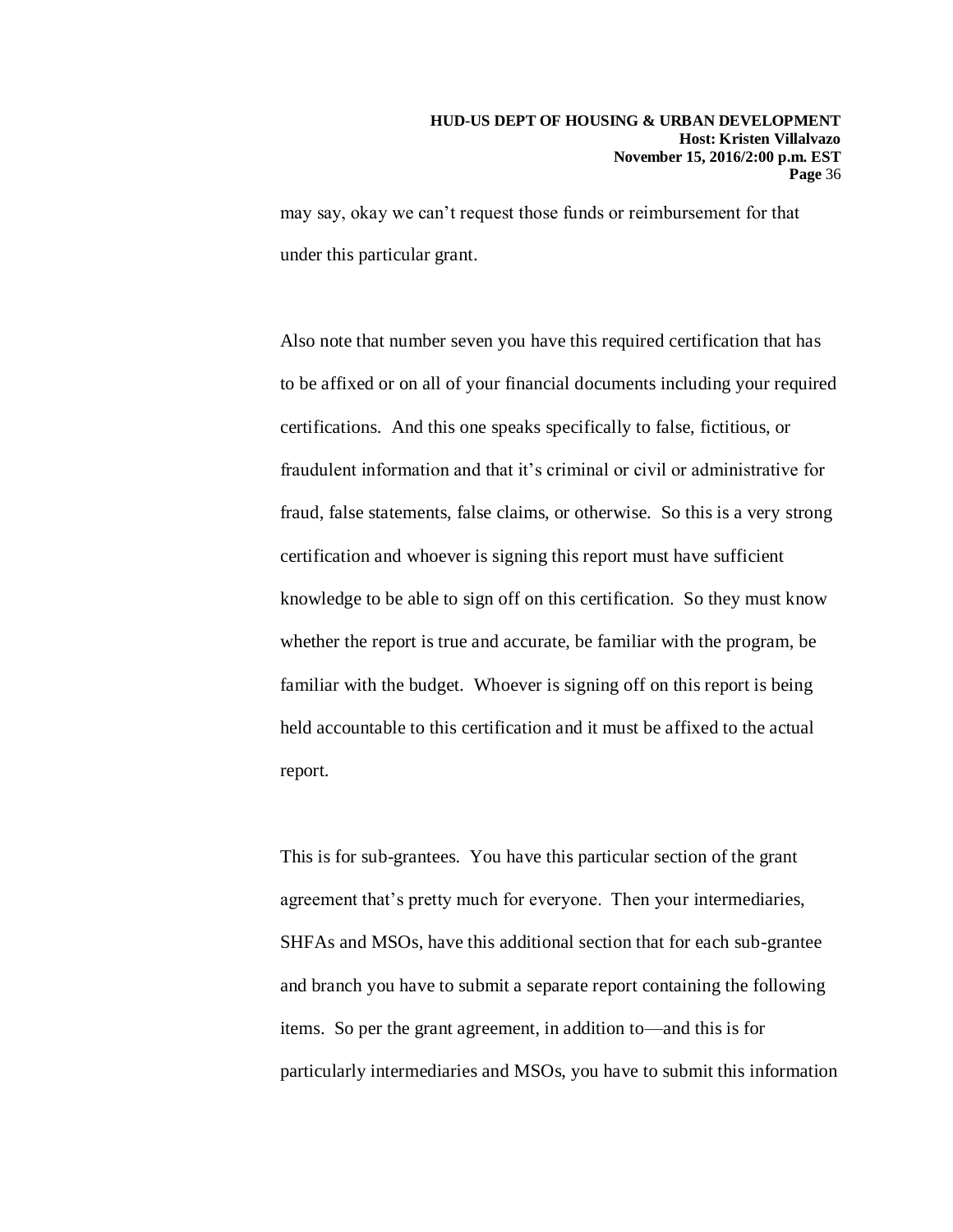may say, okay we can't request those funds or reimbursement for that under this particular grant.

Also note that number seven you have this required certification that has to be affixed or on all of your financial documents including your required certifications. And this one speaks specifically to false, fictitious, or fraudulent information and that it's criminal or civil or administrative for fraud, false statements, false claims, or otherwise. So this is a very strong certification and whoever is signing this report must have sufficient knowledge to be able to sign off on this certification. So they must know whether the report is true and accurate, be familiar with the program, be familiar with the budget. Whoever is signing off on this report is being held accountable to this certification and it must be affixed to the actual report.

This is for sub-grantees. You have this particular section of the grant agreement that's pretty much for everyone. Then your intermediaries, SHFAs and MSOs, have this additional section that for each sub-grantee and branch you have to submit a separate report containing the following items. So per the grant agreement, in addition to—and this is for particularly intermediaries and MSOs, you have to submit this information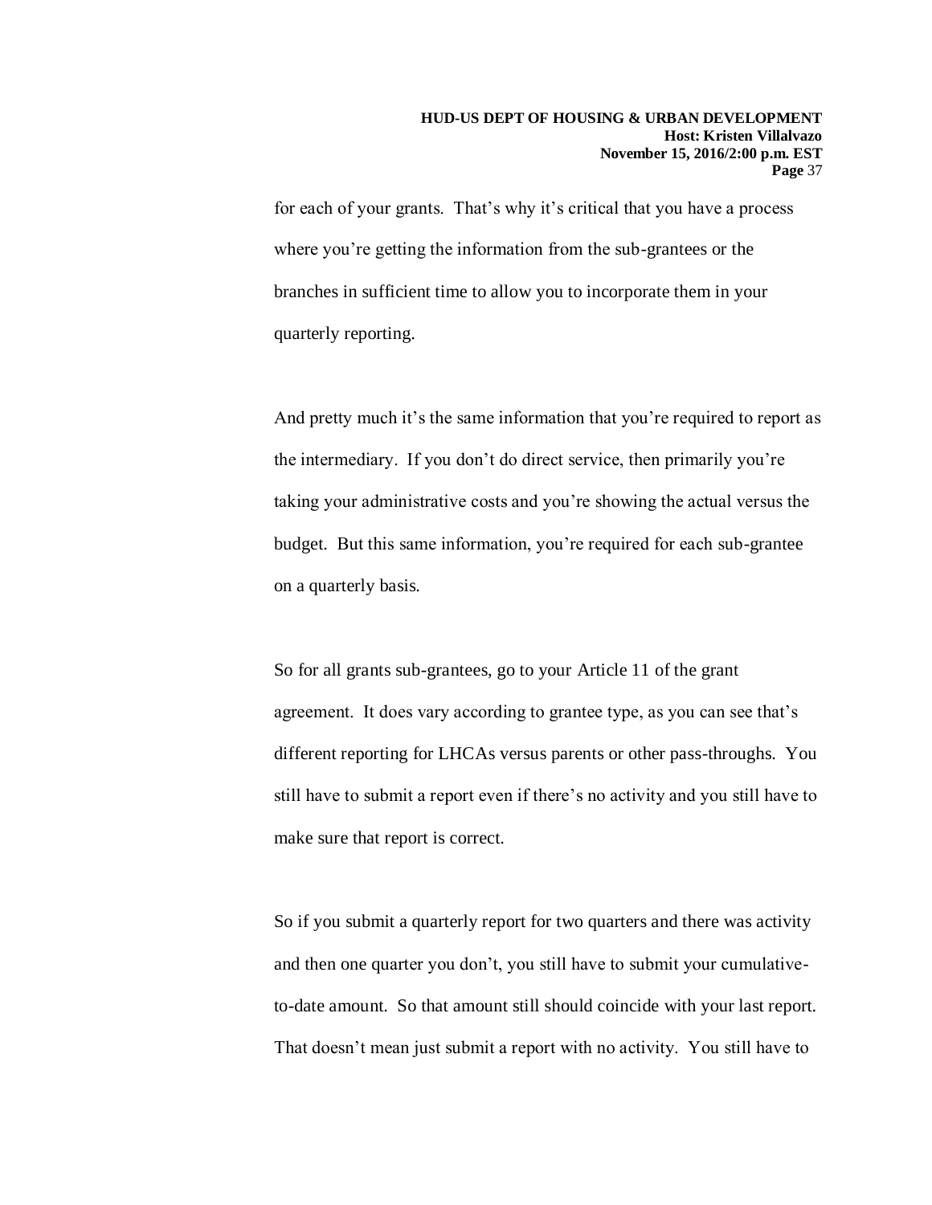for each of your grants. That's why it's critical that you have a process where you're getting the information from the sub-grantees or the branches in sufficient time to allow you to incorporate them in your quarterly reporting.

And pretty much it's the same information that you're required to report as the intermediary. If you don't do direct service, then primarily you're taking your administrative costs and you're showing the actual versus the budget. But this same information, you're required for each sub-grantee on a quarterly basis.

So for all grants sub-grantees, go to your Article 11 of the grant agreement. It does vary according to grantee type, as you can see that's different reporting for LHCAs versus parents or other pass-throughs. You still have to submit a report even if there's no activity and you still have to make sure that report is correct.

So if you submit a quarterly report for two quarters and there was activity and then one quarter you don't, you still have to submit your cumulative-to-date amount. So that amount still should coincide with your last report. That doesn't mean just submit a report with no activity. You still have to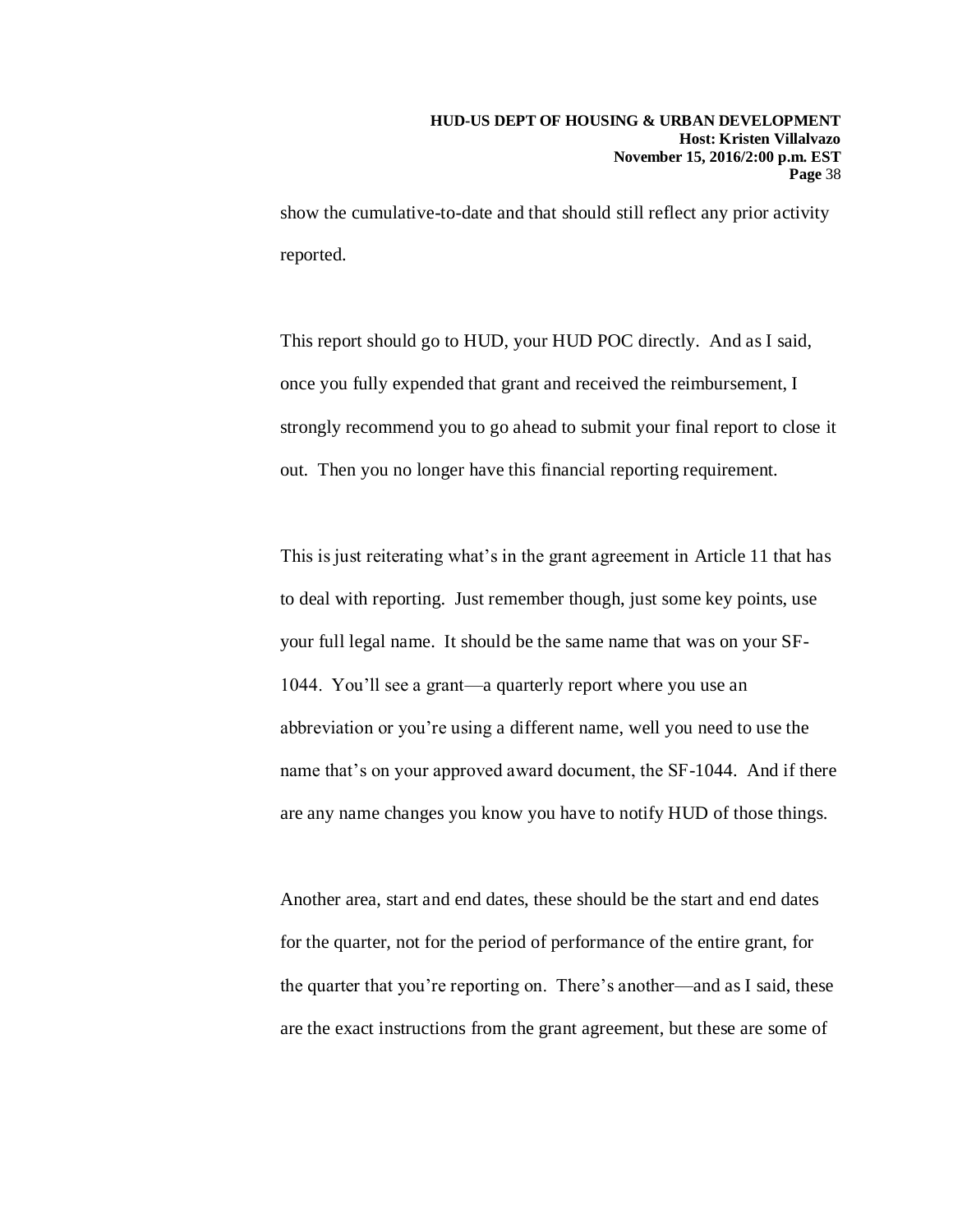show the cumulative-to-date and that should still reflect any prior activity reported.

This report should go to HUD, your HUD POC directly. And as I said, once you fully expended that grant and received the reimbursement, I strongly recommend you to go ahead to submit your final report to close it out. Then you no longer have this financial reporting requirement.

This is just reiterating what's in the grant agreement in Article 11 that has to deal with reporting. Just remember though, just some key points, use your full legal name. It should be the same name that was on your SF-1044. You'll see a grant—a quarterly report where you use an abbreviation or you're using a different name, well you need to use the name that's on your approved award document, the SF-1044. And if there are any name changes you know you have to notify HUD of those things.

Another area, start and end dates, these should be the start and end dates for the quarter, not for the period of performance of the entire grant, for the quarter that you're reporting on. There's another—and as I said, these are the exact instructions from the grant agreement, but these are some of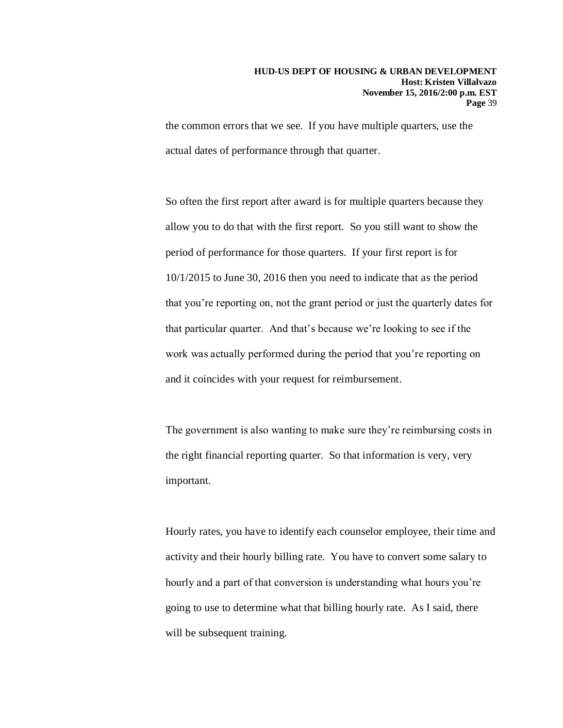the common errors that we see. If you have multiple quarters, use the actual dates of performance through that quarter.

So often the first report after award is for multiple quarters because they allow you to do that with the first report. So you still want to show the period of performance for those quarters. If your first report is for 10/1/2015 to June 30, 2016 then you need to indicate that as the period that you're reporting on, not the grant period or just the quarterly dates for that particular quarter. And that's because we're looking to see if the work was actually performed during the period that you're reporting on and it coincides with your request for reimbursement.

The government is also wanting to make sure they're reimbursing costs in the right financial reporting quarter. So that information is very, very important.

Hourly rates, you have to identify each counselor employee, their time and activity and their hourly billing rate. You have to convert some salary to hourly and a part of that conversion is understanding what hours you're going to use to determine what that billing hourly rate. As I said, there will be subsequent training.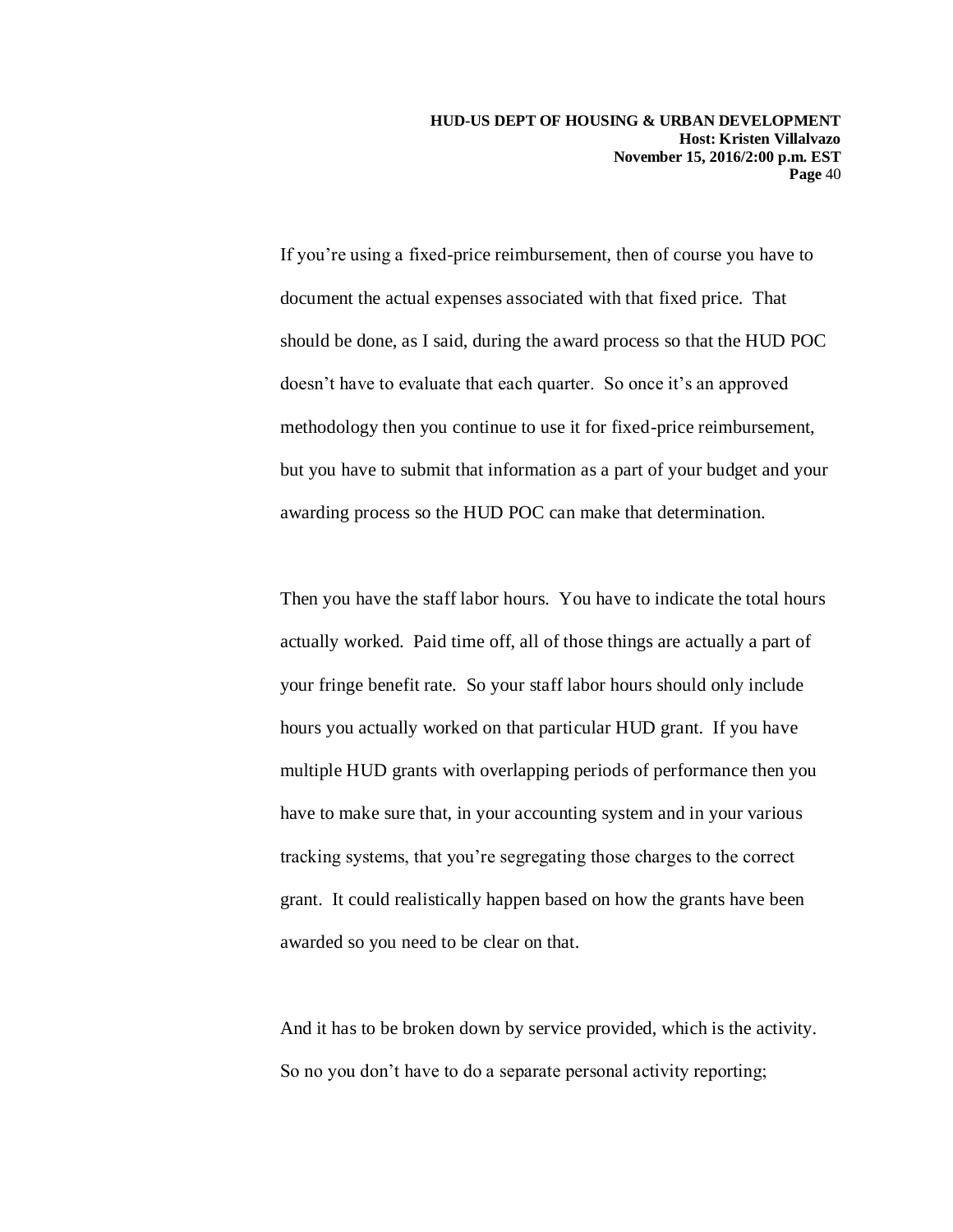If you're using a fixed-price reimbursement, then of course you have to document the actual expenses associated with that fixed price. That should be done, as I said, during the award process so that the HUD POC doesn't have to evaluate that each quarter. So once it's an approved methodology then you continue to use it for fixed-price reimbursement, but you have to submit that information as a part of your budget and your awarding process so the HUD POC can make that determination.

Then you have the staff labor hours. You have to indicate the total hours actually worked. Paid time off, all of those things are actually a part of your fringe benefit rate. So your staff labor hours should only include hours you actually worked on that particular HUD grant. If you have multiple HUD grants with overlapping periods of performance then you have to make sure that, in your accounting system and in your various tracking systems, that you're segregating those charges to the correct grant. It could realistically happen based on how the grants have been awarded so you need to be clear on that.

And it has to be broken down by service provided, which is the activity. So no you don't have to do a separate personal activity reporting;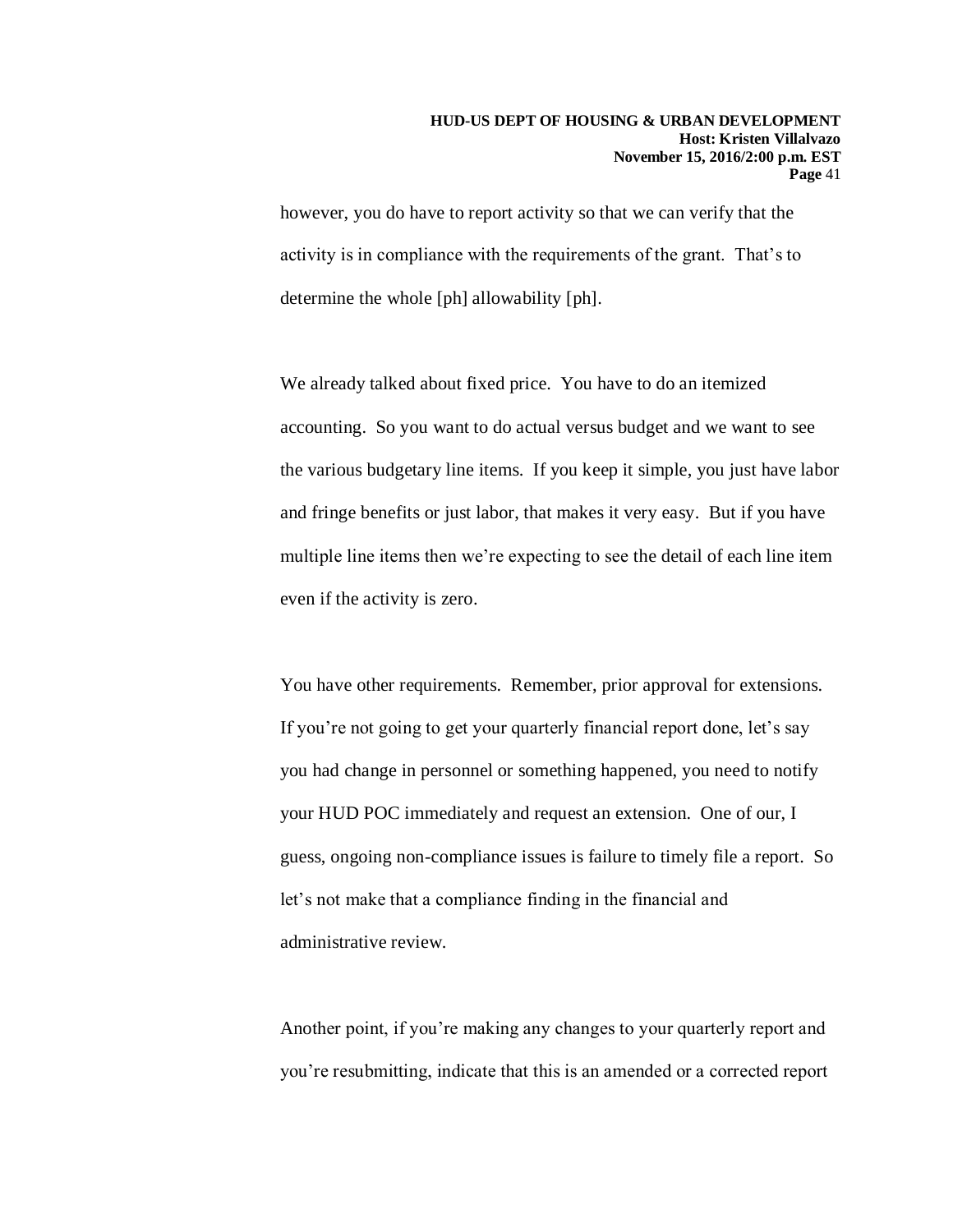however, you do have to report activity so that we can verify that the activity is in compliance with the requirements of the grant. That's to determine the whole [ph] allowability [ph].

We already talked about fixed price. You have to do an itemized accounting. So you want to do actual versus budget and we want to see the various budgetary line items. If you keep it simple, you just have labor and fringe benefits or just labor, that makes it very easy. But if you have multiple line items then we're expecting to see the detail of each line item even if the activity is zero.

You have other requirements. Remember, prior approval for extensions. If you're not going to get your quarterly financial report done, let's say you had change in personnel or something happened, you need to notify your HUD POC immediately and request an extension. One of our, I guess, ongoing non-compliance issues is failure to timely file a report. So let's not make that a compliance finding in the financial and administrative review.

Another point, if you're making any changes to your quarterly report and you're resubmitting, indicate that this is an amended or a corrected report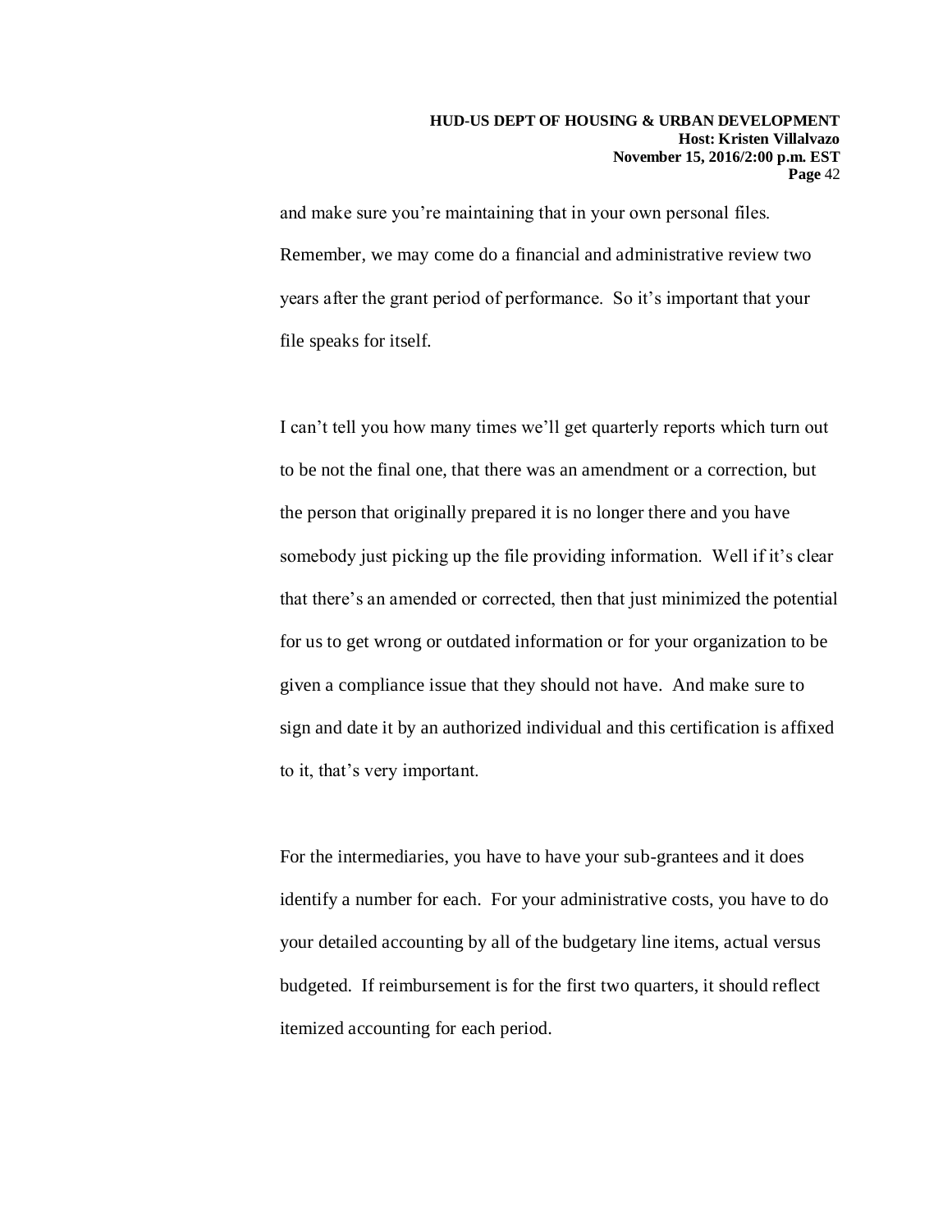and make sure you're maintaining that in your own personal files. Remember, we may come do a financial and administrative review two years after the grant period of performance. So it's important that your file speaks for itself.

I can't tell you how many times we'll get quarterly reports which turn out to be not the final one, that there was an amendment or a correction, but the person that originally prepared it is no longer there and you have somebody just picking up the file providing information. Well if it's clear that there's an amended or corrected, then that just minimized the potential for us to get wrong or outdated information or for your organization to be given a compliance issue that they should not have. And make sure to sign and date it by an authorized individual and this certification is affixed to it, that's very important.

For the intermediaries, you have to have your sub-grantees and it does identify a number for each. For your administrative costs, you have to do your detailed accounting by all of the budgetary line items, actual versus budgeted. If reimbursement is for the first two quarters, it should reflect itemized accounting for each period.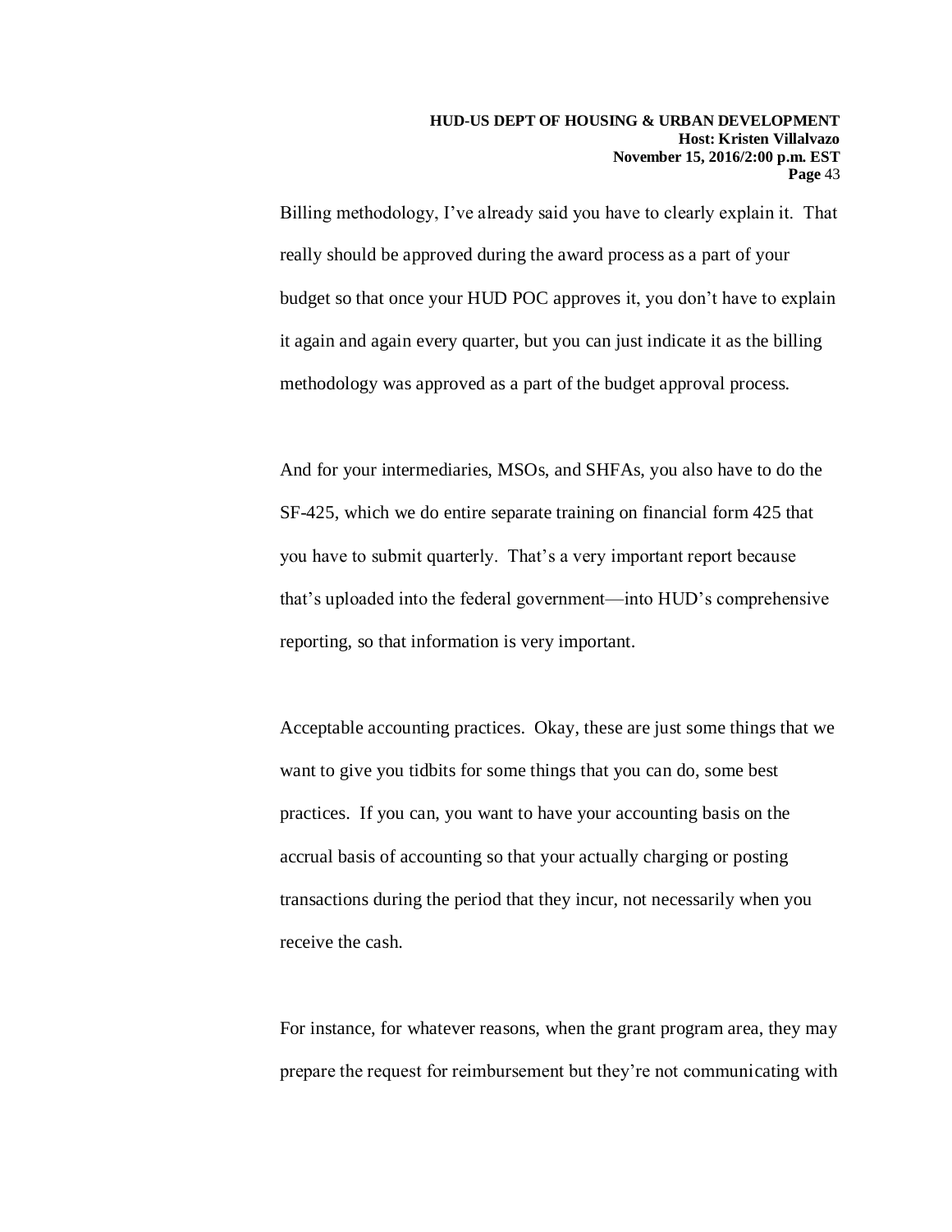Billing methodology, I've already said you have to clearly explain it. That really should be approved during the award process as a part of your budget so that once your HUD POC approves it, you don't have to explain it again and again every quarter, but you can just indicate it as the billing methodology was approved as a part of the budget approval process.

And for your intermediaries, MSOs, and SHFAs, you also have to do the SF-425, which we do entire separate training on financial form 425 that you have to submit quarterly. That's a very important report because that's uploaded into the federal government—into HUD's comprehensive reporting, so that information is very important.

Acceptable accounting practices. Okay, these are just some things that we want to give you tidbits for some things that you can do, some best practices. If you can, you want to have your accounting basis on the accrual basis of accounting so that your actually charging or posting transactions during the period that they incur, not necessarily when you receive the cash.

For instance, for whatever reasons, when the grant program area, they may prepare the request for reimbursement but they're not communicating with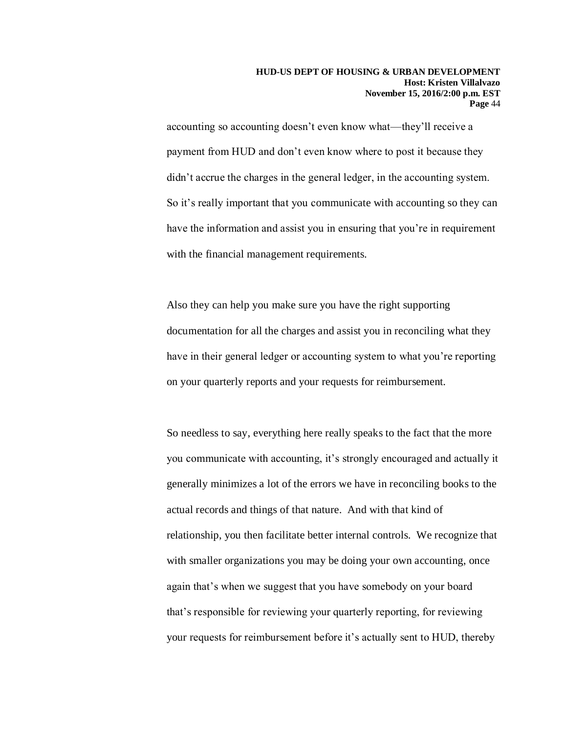accounting so accounting doesn't even know what—they'll receive a payment from HUD and don't even know where to post it because they didn't accrue the charges in the general ledger, in the accounting system. So it's really important that you communicate with accounting so they can have the information and assist you in ensuring that you're in requirement with the financial management requirements.

Also they can help you make sure you have the right supporting documentation for all the charges and assist you in reconciling what they have in their general ledger or accounting system to what you're reporting on your quarterly reports and your requests for reimbursement.

So needless to say, everything here really speaks to the fact that the more you communicate with accounting, it's strongly encouraged and actually it generally minimizes a lot of the errors we have in reconciling books to the actual records and things of that nature. And with that kind of relationship, you then facilitate better internal controls. We recognize that with smaller organizations you may be doing your own accounting, once again that's when we suggest that you have somebody on your board that's responsible for reviewing your quarterly reporting, for reviewing your requests for reimbursement before it's actually sent to HUD, thereby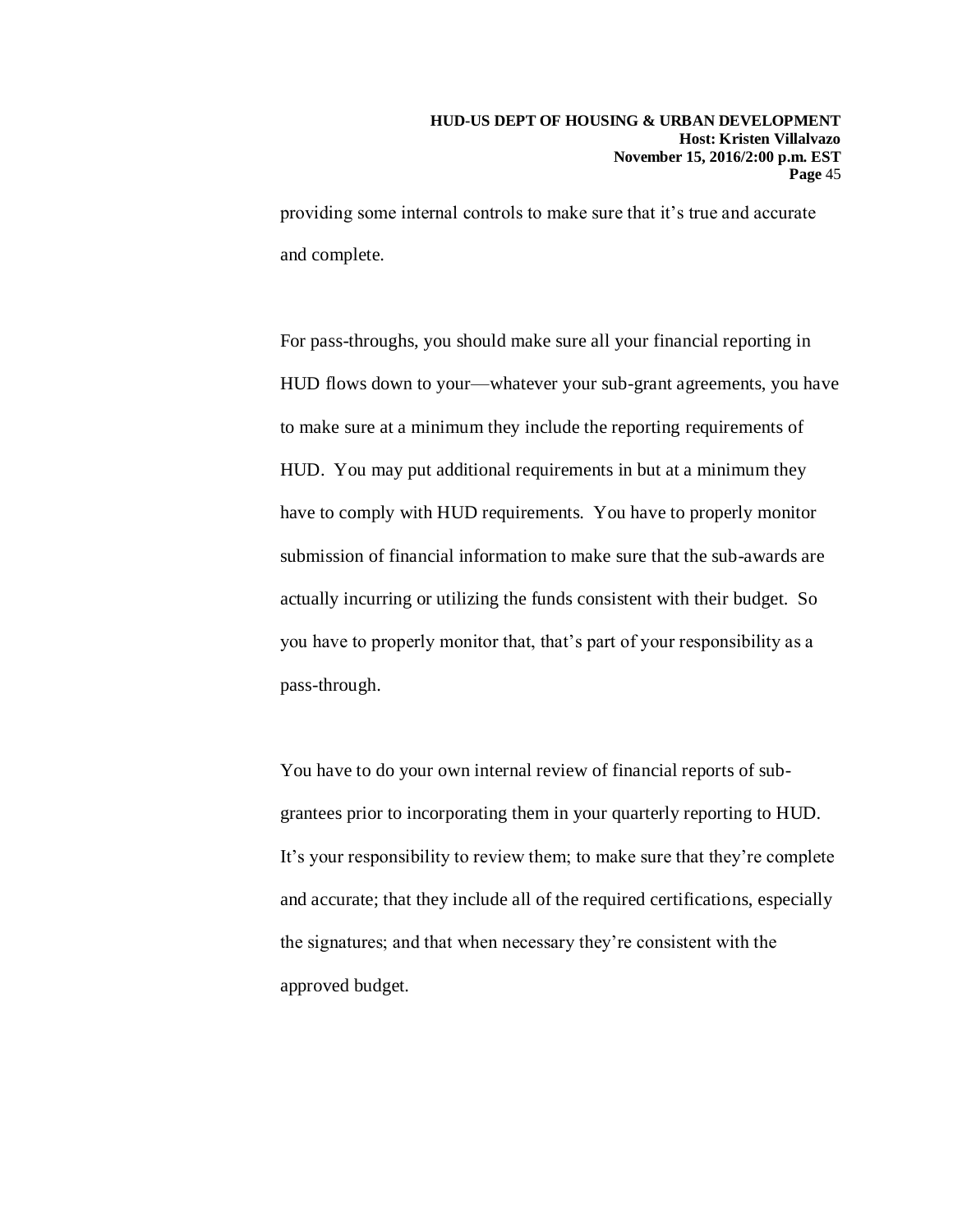providing some internal controls to make sure that it's true and accurate and complete.

For pass-throughs, you should make sure all your financial reporting in HUD flows down to your—whatever your sub-grant agreements, you have to make sure at a minimum they include the reporting requirements of HUD. You may put additional requirements in but at a minimum they have to comply with HUD requirements. You have to properly monitor submission of financial information to make sure that the sub-awards are actually incurring or utilizing the funds consistent with their budget. So you have to properly monitor that, that's part of your responsibility as a pass-through.

You have to do your own internal review of financial reports of sub-grantees prior to incorporating them in your quarterly reporting to HUD. It's your responsibility to review them; to make sure that they're complete and accurate; that they include all of the required certifications, especially the signatures; and that when necessary they're consistent with the approved budget.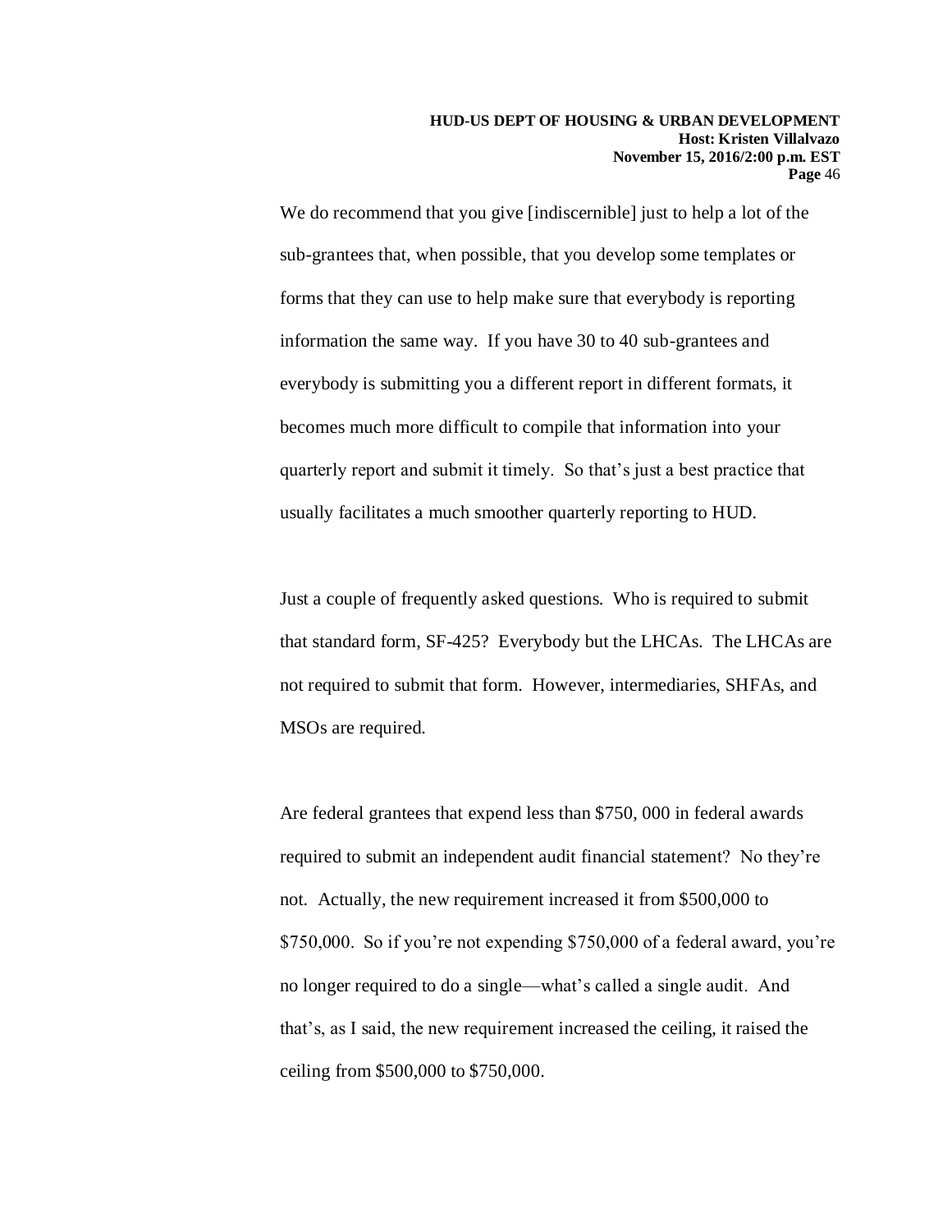We do recommend that you give [indiscernible] just to help a lot of the sub-grantees that, when possible, that you develop some templates or forms that they can use to help make sure that everybody is reporting information the same way. If you have 30 to 40 sub-grantees and everybody is submitting you a different report in different formats, it becomes much more difficult to compile that information into your quarterly report and submit it timely. So that's just a best practice that usually facilitates a much smoother quarterly reporting to HUD.

Just a couple of frequently asked questions. Who is required to submit that standard form, SF-425? Everybody but the LHCAs. The LHCAs are not required to submit that form. However, intermediaries, SHFAs, and MSOs are required.

Are federal grantees that expend less than $750, 000 in federal awards required to submit an independent audit financial statement? No they're not. Actually, the new requirement increased it from $500,000 to $750,000. So if you're not expending $750,000 of a federal award, you're no longer required to do a single—what's called a single audit. And that's, as I said, the new requirement increased the ceiling, it raised the ceiling from $500,000 to $750,000.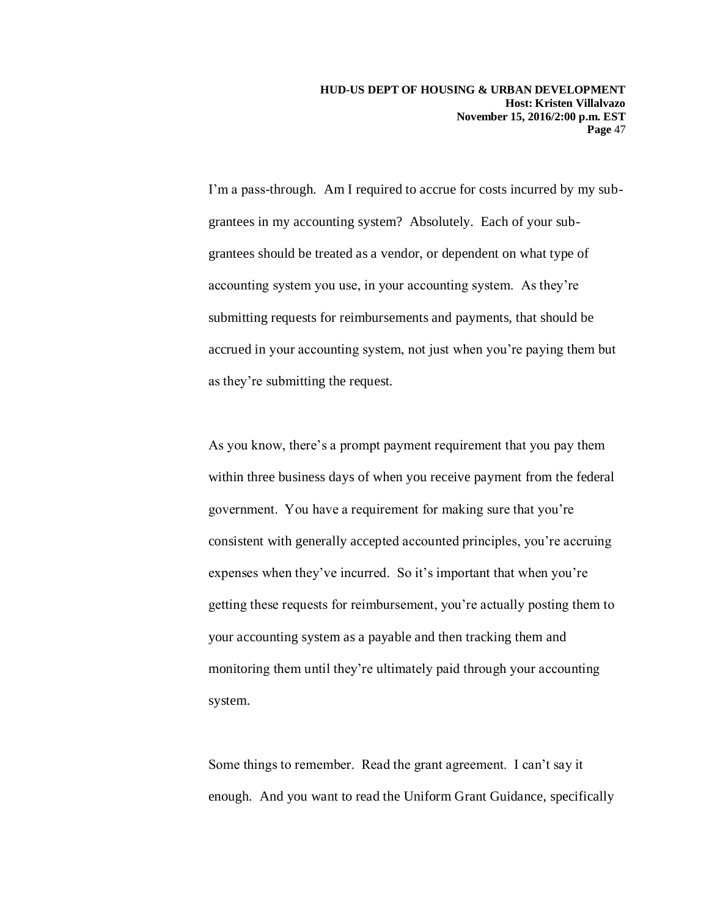I'm a pass-through. Am I required to accrue for costs incurred by my sub-grantees in my accounting system? Absolutely. Each of your sub-grantees should be treated as a vendor, or dependent on what type of accounting system you use, in your accounting system. As they're submitting requests for reimbursements and payments, that should be accrued in your accounting system, not just when you're paying them but as they're submitting the request.

As you know, there's a prompt payment requirement that you pay them within three business days of when you receive payment from the federal government. You have a requirement for making sure that you're consistent with generally accepted accounted principles, you're accruing expenses when they've incurred. So it's important that when you're getting these requests for reimbursement, you're actually posting them to your accounting system as a payable and then tracking them and monitoring them until they're ultimately paid through your accounting system.

Some things to remember. Read the grant agreement. I can't say it enough. And you want to read the Uniform Grant Guidance, specifically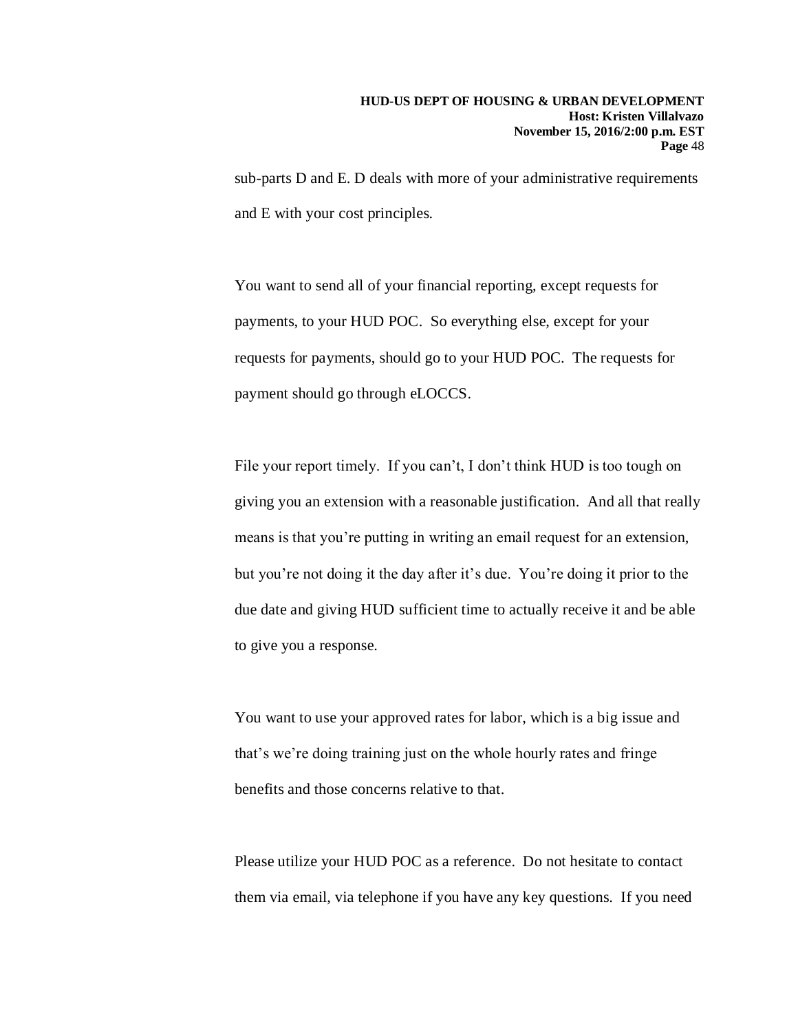sub-parts D and E. D deals with more of your administrative requirements and E with your cost principles.

You want to send all of your financial reporting, except requests for payments, to your HUD POC. So everything else, except for your requests for payments, should go to your HUD POC. The requests for payment should go through eLOCCS.

File your report timely. If you can't, I don't think HUD is too tough on giving you an extension with a reasonable justification. And all that really means is that you're putting in writing an email request for an extension, but you're not doing it the day after it's due. You're doing it prior to the due date and giving HUD sufficient time to actually receive it and be able to give you a response.

You want to use your approved rates for labor, which is a big issue and that's we're doing training just on the whole hourly rates and fringe benefits and those concerns relative to that.

Please utilize your HUD POC as a reference. Do not hesitate to contact them via email, via telephone if you have any key questions. If you need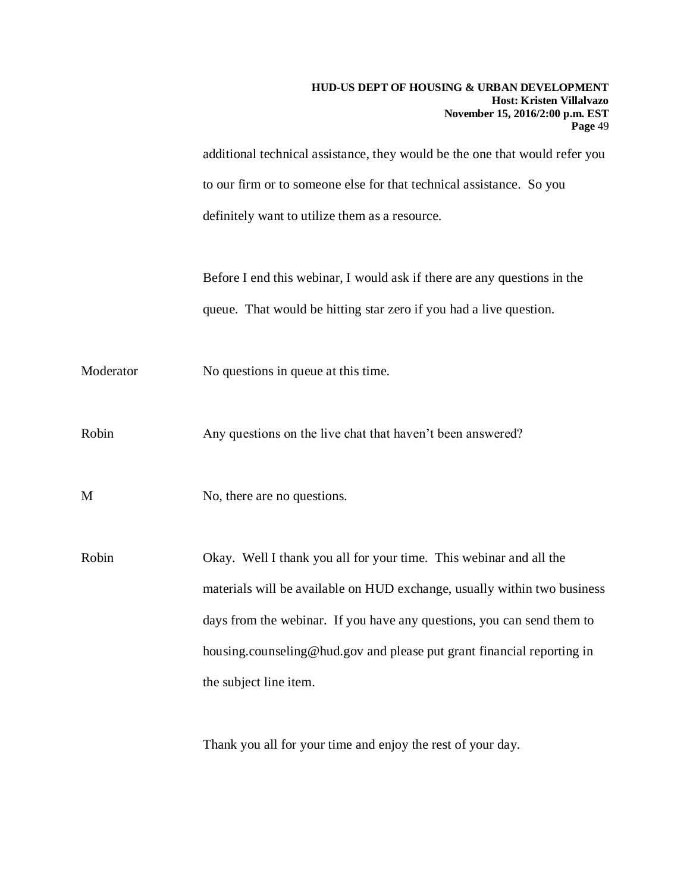additional technical assistance, they would be the one that would refer you to our firm or to someone else for that technical assistance. So you definitely want to utilize them as a resource.

Before I end this webinar, I would ask if there are any questions in the queue. That would be hitting star zero if you had a live question.

Moderator No questions in queue at this time.

Robin Any questions on the live chat that haven't been answered?

M No, there are no questions.

Robin Okay. Well I thank you all for your time. This webinar and all the materials will be available on HUD exchange, usually within two business days from the webinar. If you have any questions, you can send them to housing.counseling@hud.gov and please put grant financial reporting in the subject line item.

Thank you all for your time and enjoy the rest of your day.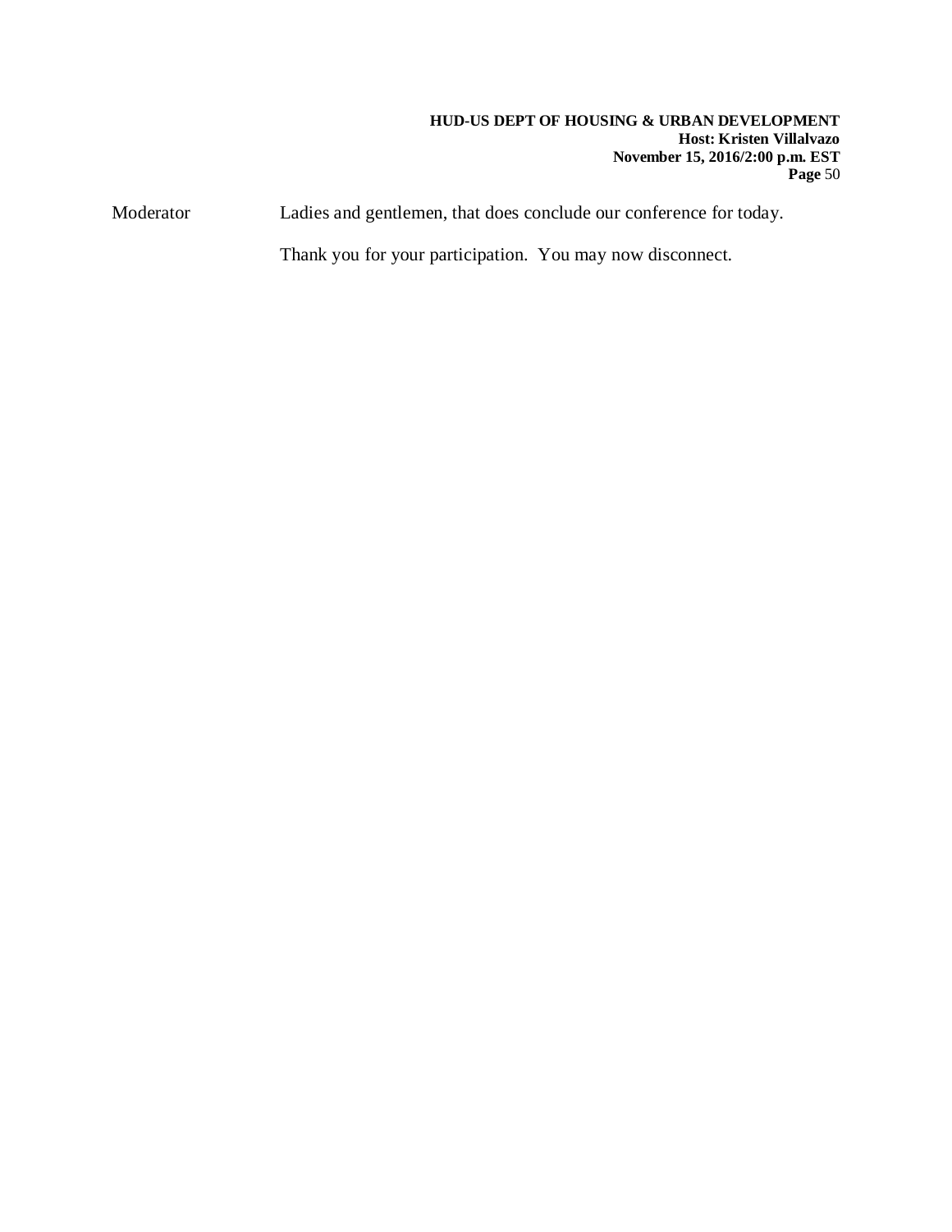Moderator Ladies and gentlemen, that does conclude our conference for today.

Thank you for your participation. You may now disconnect.